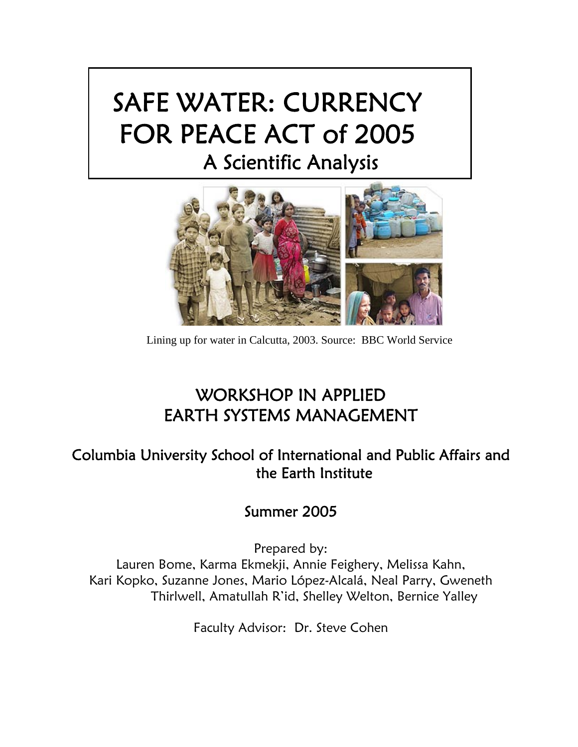# SAFE WATER: CURRENCY FOR PEACE ACT of 2005

## A Scientific Analysis

Lining up for water in Calcutta, 2003. Source: BBC World Service

## WORKSHOP IN APPLIED EARTH SYSTEMS MANAGEMENT

### Columbia University School of International and Public Affairs and the Earth Institute

### Summer 2005

Prepared by:
Lauren Bome, Karma Ekmekji, Annie Feighery, Melissa Kahn, Kari Kopko, Suzanne Jones, Mario López-Alcalá, Neal Parry, Gweneth Thirlwell, Amatullah R'id, Shelley Welton, Bernice Yalley

Faculty Advisor: Dr. Steve Cohen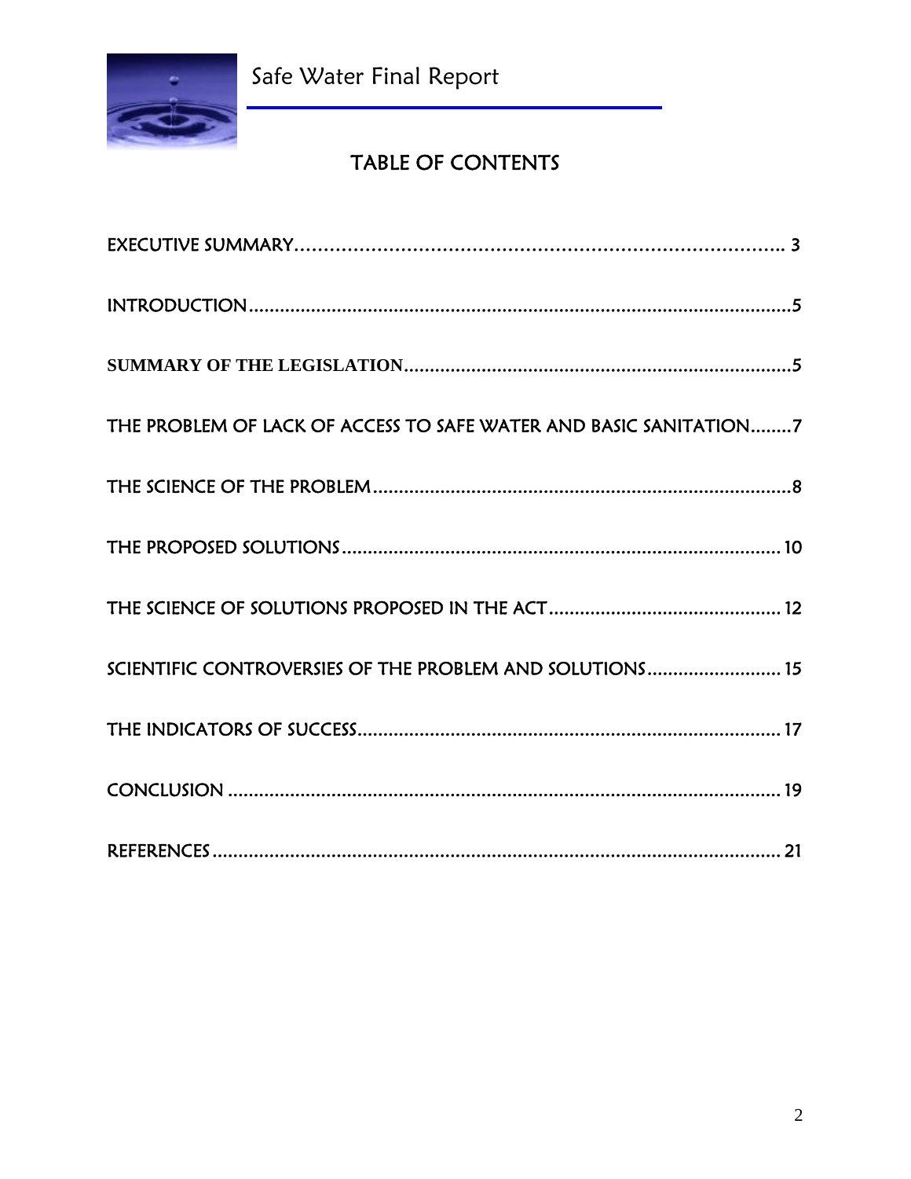# TABLE OF CONTENTS

EXECUTIVE SUMMARY.......................................................................... 3

INTRODUCTION..............................................................................................5

SUMMARY OF THE LEGISLATION..............................................................5

THE PROBLEM OF LACK OF ACCESS TO SAFE WATER AND BASIC SANITATION........7

THE SCIENCE OF THE PROBLEM...................................................................8

THE PROPOSED SOLUTIONS......................................................................10

THE SCIENCE OF SOLUTIONS PROPOSED IN THE ACT.................................12

SCIENTIFIC CONTROVERSIES OF THE PROBLEM AND SOLUTIONS.......................15

THE INDICATORS OF SUCCESS....................................................................17

CONCLUSION..............................................................................................19

REFERENCES..............................................................................................21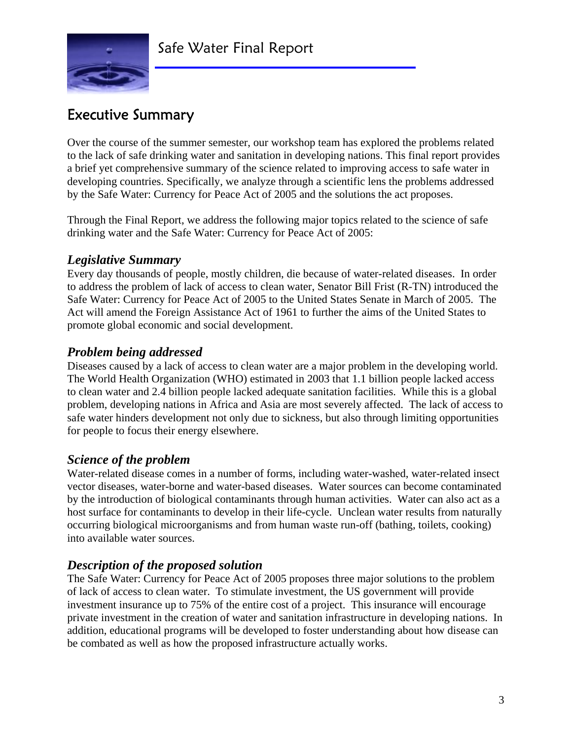# Executive Summary

Over the course of the summer semester, our workshop team has explored the problems related to the lack of safe drinking water and sanitation in developing nations. This final report provides a brief yet comprehensive summary of the science related to improving access to safe water in developing countries. Specifically, we analyze through a scientific lens the problems addressed by the Safe Water: Currency for Peace Act of 2005 and the solutions the act proposes.

Through the Final Report, we address the following major topics related to the science of safe drinking water and the Safe Water: Currency for Peace Act of 2005:

## *Legislative Summary*

Every day thousands of people, mostly children, die because of water-related diseases. In order to address the problem of lack of access to clean water, Senator Bill Frist (R-TN) introduced the Safe Water: Currency for Peace Act of 2005 to the United States Senate in March of 2005. The Act will amend the Foreign Assistance Act of 1961 to further the aims of the United States to promote global economic and social development.

## *Problem being addressed*

Diseases caused by a lack of access to clean water are a major problem in the developing world. The World Health Organization (WHO) estimated in 2003 that 1.1 billion people lacked access to clean water and 2.4 billion people lacked adequate sanitation facilities. While this is a global problem, developing nations in Africa and Asia are most severely affected. The lack of access to safe water hinders development not only due to sickness, but also through limiting opportunities for people to focus their energy elsewhere.

## *Science of the problem*

Water-related disease comes in a number of forms, including water-washed, water-related insect vector diseases, water-borne and water-based diseases. Water sources can become contaminated by the introduction of biological contaminants through human activities. Water can also act as a host surface for contaminants to develop in their life-cycle. Unclean water results from naturally occurring biological microorganisms and from human waste run-off (bathing, toilets, cooking) into available water sources.

## *Description of the proposed solution*

The Safe Water: Currency for Peace Act of 2005 proposes three major solutions to the problem of lack of access to clean water. To stimulate investment, the US government will provide investment insurance up to 75% of the entire cost of a project. This insurance will encourage private investment in the creation of water and sanitation infrastructure in developing nations. In addition, educational programs will be developed to foster understanding about how disease can be combated as well as how the proposed infrastructure actually works.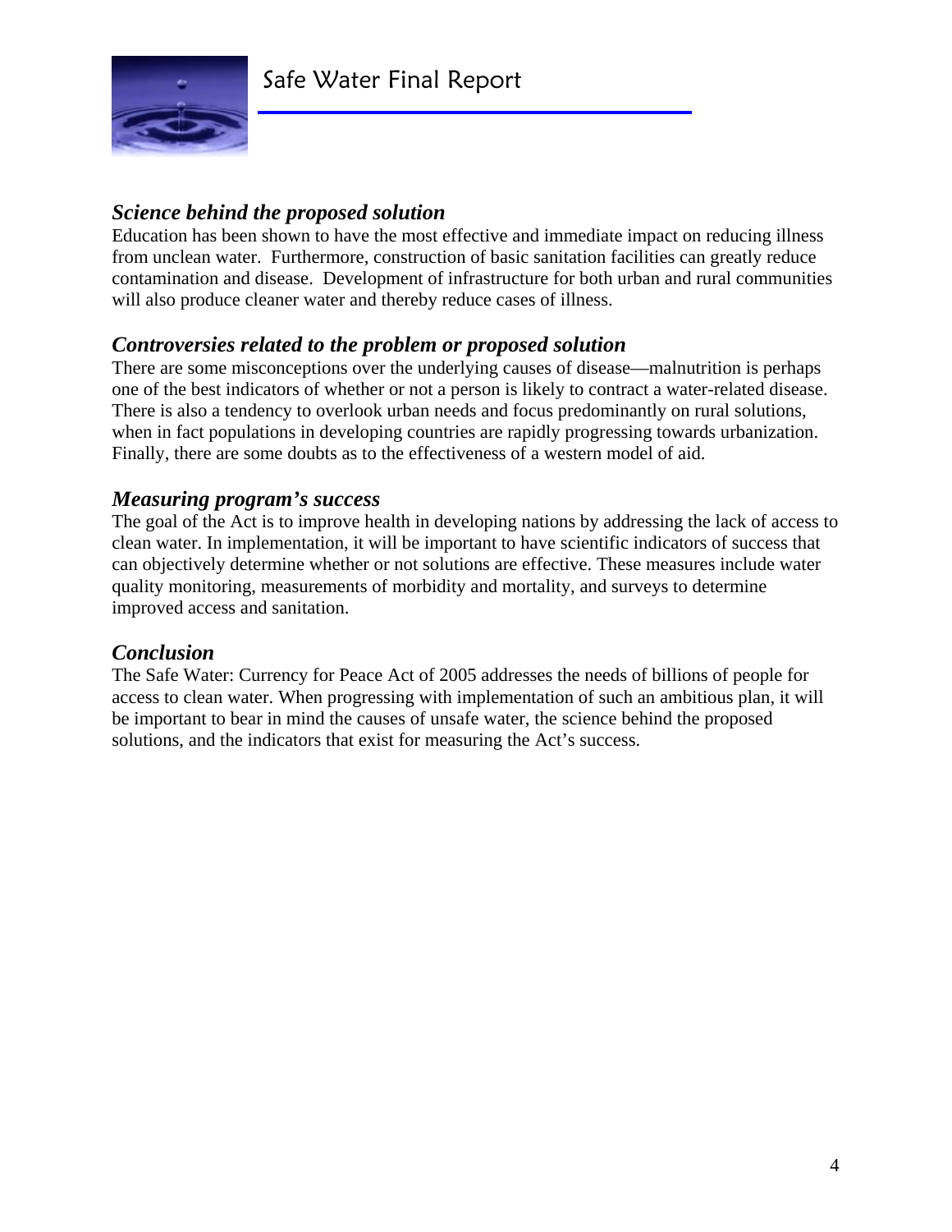### *Science behind the proposed solution*

Education has been shown to have the most effective and immediate impact on reducing illness from unclean water. Furthermore, construction of basic sanitation facilities can greatly reduce contamination and disease. Development of infrastructure for both urban and rural communities will also produce cleaner water and thereby reduce cases of illness.

### *Controversies related to the problem or proposed solution*

There are some misconceptions over the underlying causes of disease—malnutrition is perhaps one of the best indicators of whether or not a person is likely to contract a water-related disease. There is also a tendency to overlook urban needs and focus predominantly on rural solutions, when in fact populations in developing countries are rapidly progressing towards urbanization. Finally, there are some doubts as to the effectiveness of a western model of aid.

### *Measuring program's success*

The goal of the Act is to improve health in developing nations by addressing the lack of access to clean water. In implementation, it will be important to have scientific indicators of success that can objectively determine whether or not solutions are effective. These measures include water quality monitoring, measurements of morbidity and mortality, and surveys to determine improved access and sanitation.

### *Conclusion*

The Safe Water: Currency for Peace Act of 2005 addresses the needs of billions of people for access to clean water. When progressing with implementation of such an ambitious plan, it will be important to bear in mind the causes of unsafe water, the science behind the proposed solutions, and the indicators that exist for measuring the Act's success.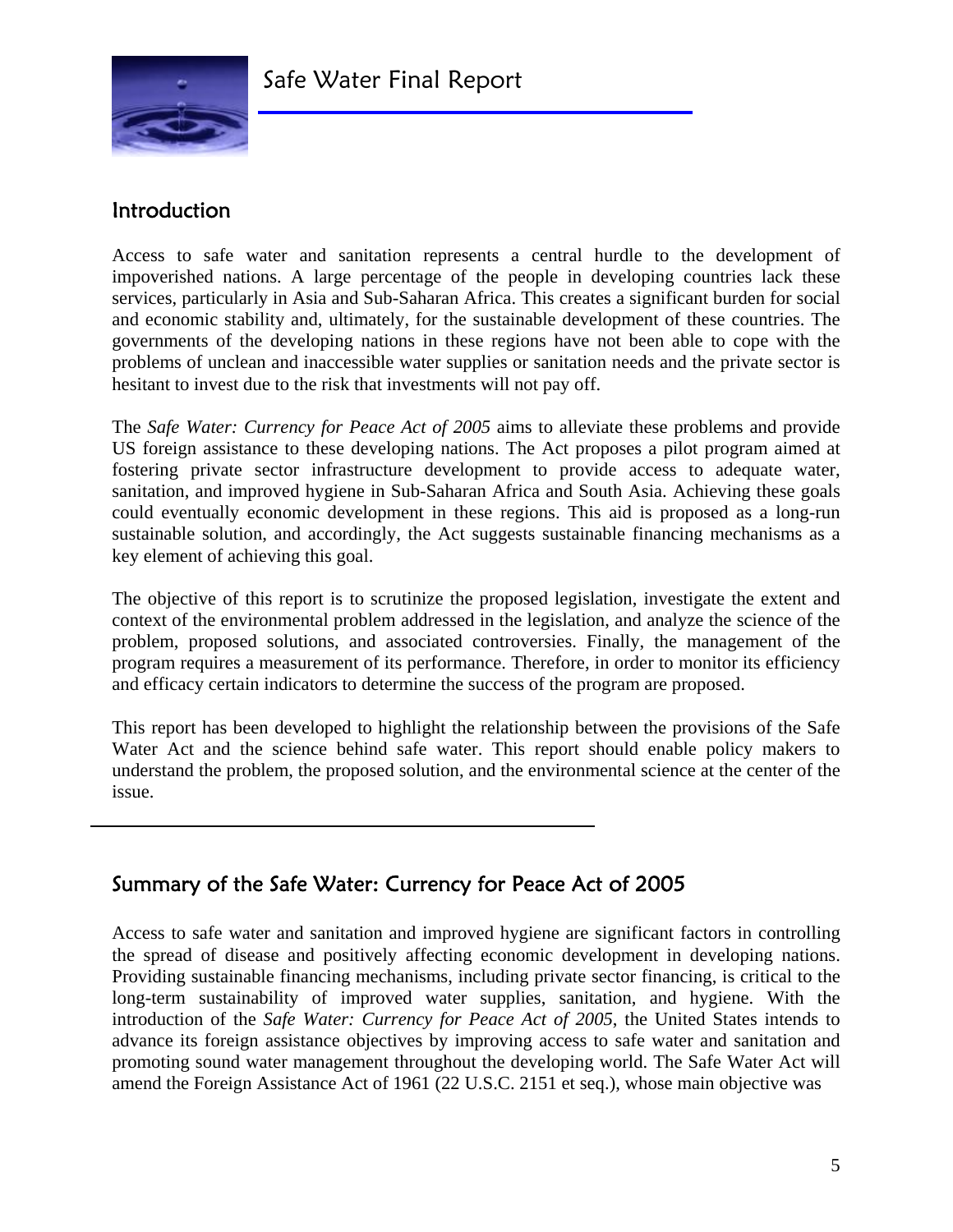# Safe Water Final Report

## Introduction

Access to safe water and sanitation represents a central hurdle to the development of impoverished nations. A large percentage of the people in developing countries lack these services, particularly in Asia and Sub-Saharan Africa. This creates a significant burden for social and economic stability and, ultimately, for the sustainable development of these countries. The governments of the developing nations in these regions have not been able to cope with the problems of unclean and inaccessible water supplies or sanitation needs and the private sector is hesitant to invest due to the risk that investments will not pay off.

The *Safe Water: Currency for Peace Act of 2005* aims to alleviate these problems and provide US foreign assistance to these developing nations. The Act proposes a pilot program aimed at fostering private sector infrastructure development to provide access to adequate water, sanitation, and improved hygiene in Sub-Saharan Africa and South Asia. Achieving these goals could eventually economic development in these regions. This aid is proposed as a long-run sustainable solution, and accordingly, the Act suggests sustainable financing mechanisms as a key element of achieving this goal.

The objective of this report is to scrutinize the proposed legislation, investigate the extent and context of the environmental problem addressed in the legislation, and analyze the science of the problem, proposed solutions, and associated controversies. Finally, the management of the program requires a measurement of its performance. Therefore, in order to monitor its efficiency and efficacy certain indicators to determine the success of the program are proposed.

This report has been developed to highlight the relationship between the provisions of the Safe Water Act and the science behind safe water. This report should enable policy makers to understand the problem, the proposed solution, and the environmental science at the center of the issue.

---

## Summary of the Safe Water: Currency for Peace Act of 2005

Access to safe water and sanitation and improved hygiene are significant factors in controlling the spread of disease and positively affecting economic development in developing nations. Providing sustainable financing mechanisms, including private sector financing, is critical to the long-term sustainability of improved water supplies, sanitation, and hygiene. With the introduction of the *Safe Water: Currency for Peace Act of 2005*, the United States intends to advance its foreign assistance objectives by improving access to safe water and sanitation and promoting sound water management throughout the developing world. The Safe Water Act will amend the Foreign Assistance Act of 1961 (22 U.S.C. 2151 et seq.), whose main objective was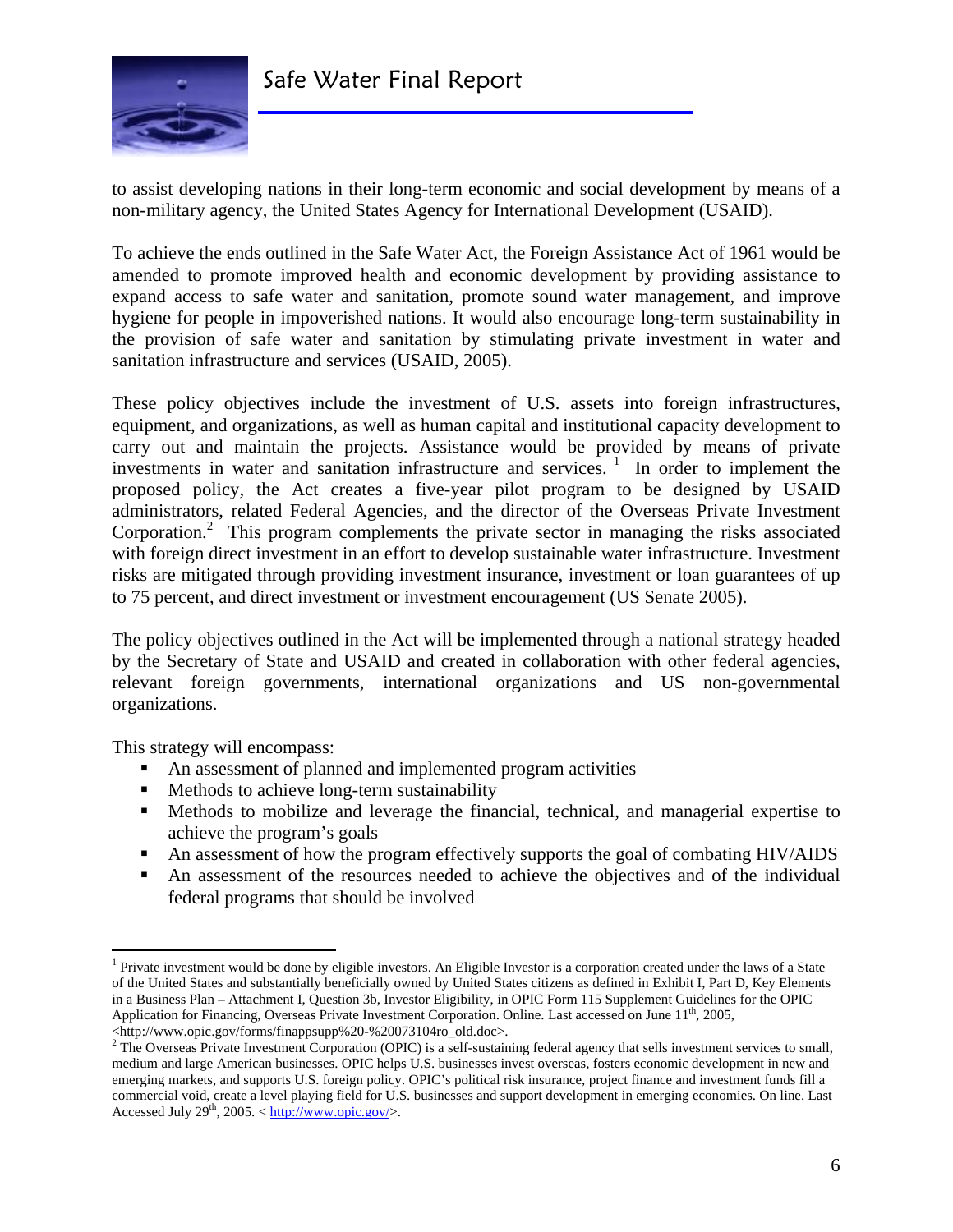to assist developing nations in their long-term economic and social development by means of a non-military agency, the United States Agency for International Development (USAID).

To achieve the ends outlined in the Safe Water Act, the Foreign Assistance Act of 1961 would be amended to promote improved health and economic development by providing assistance to expand access to safe water and sanitation, promote sound water management, and improve hygiene for people in impoverished nations. It would also encourage long-term sustainability in the provision of safe water and sanitation by stimulating private investment in water and sanitation infrastructure and services (USAID, 2005).

These policy objectives include the investment of U.S. assets into foreign infrastructures, equipment, and organizations, as well as human capital and institutional capacity development to carry out and maintain the projects. Assistance would be provided by means of private investments in water and sanitation infrastructure and services. [1] In order to implement the proposed policy, the Act creates a five-year pilot program to be designed by USAID administrators, related Federal Agencies, and the director of the Overseas Private Investment Corporation.[2] This program complements the private sector in managing the risks associated with foreign direct investment in an effort to develop sustainable water infrastructure. Investment risks are mitigated through providing investment insurance, investment or loan guarantees of up to 75 percent, and direct investment or investment encouragement (US Senate 2005).

The policy objectives outlined in the Act will be implemented through a national strategy headed by the Secretary of State and USAID and created in collaboration with other federal agencies, relevant foreign governments, international organizations and US non-governmental organizations.

This strategy will encompass:

- An assessment of planned and implemented program activities
- Methods to achieve long-term sustainability
- Methods to mobilize and leverage the financial, technical, and managerial expertise to achieve the program's goals
- An assessment of how the program effectively supports the goal of combating HIV/AIDS
- An assessment of the resources needed to achieve the objectives and of the individual federal programs that should be involved

---

[1] Private investment would be done by eligible investors. An Eligible Investor is a corporation created under the laws of a State of the United States and substantially beneficially owned by United States citizens as defined in Exhibit I, Part D, Key Elements in a Business Plan – Attachment I, Question 3b, Investor Eligibility, in OPIC Form 115 Supplement Guidelines for the OPIC Application for Financing, Overseas Private Investment Corporation. Online. Last accessed on June 11th, 2005, <http://www.opic.gov/forms/finappsupp%20-%20073104ro_old.doc>.

[2] The Overseas Private Investment Corporation (OPIC) is a self-sustaining federal agency that sells investment services to small, medium and large American businesses. OPIC helps U.S. businesses invest overseas, fosters economic development in new and emerging markets, and supports U.S. foreign policy. OPIC's political risk insurance, project finance and investment funds fill a commercial void, create a level playing field for U.S. businesses and support development in emerging economies. On line. Last Accessed July 29th, 2005. < http://www.opic.gov/>.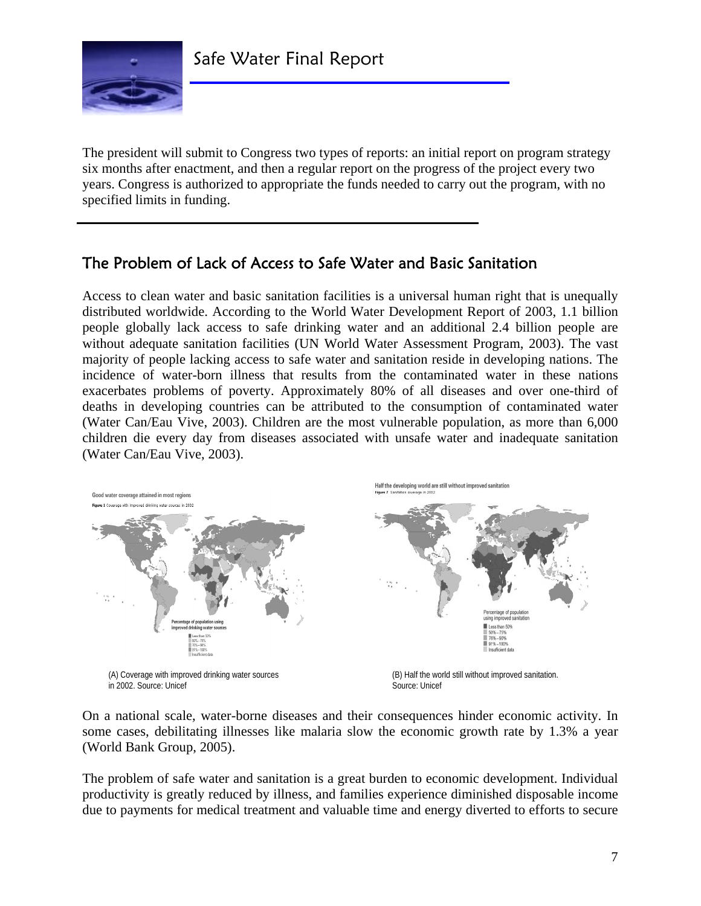The president will submit to Congress two types of reports: an initial report on program strategy six months after enactment, and then a regular report on the progress of the project every two years. Congress is authorized to appropriate the funds needed to carry out the program, with no specified limits in funding.

## The Problem of Lack of Access to Safe Water and Basic Sanitation

Access to clean water and basic sanitation facilities is a universal human right that is unequally distributed worldwide. According to the World Water Development Report of 2003, 1.1 billion people globally lack access to safe drinking water and an additional 2.4 billion people are without adequate sanitation facilities (UN World Water Assessment Program, 2003). The vast majority of people lacking access to safe water and sanitation reside in developing nations. The incidence of water-born illness that results from the contaminated water in these nations exacerbates problems of poverty. Approximately 80% of all diseases and over one-third of deaths in developing countries can be attributed to the consumption of contaminated water (Water Can/Eau Vive, 2003). Children are the most vulnerable population, as more than 6,000 children die every day from diseases associated with unsafe water and inadequate sanitation (Water Can/Eau Vive, 2003).

(A) Coverage with improved drinking water sources in 2002. Source: Unicef

(B) Half the world still without improved sanitation. Source: Unicef

On a national scale, water-borne diseases and their consequences hinder economic activity. In some cases, debilitating illnesses like malaria slow the economic growth rate by 1.3% a year (World Bank Group, 2005).

The problem of safe water and sanitation is a great burden to economic development. Individual productivity is greatly reduced by illness, and families experience diminished disposable income due to payments for medical treatment and valuable time and energy diverted to efforts to secure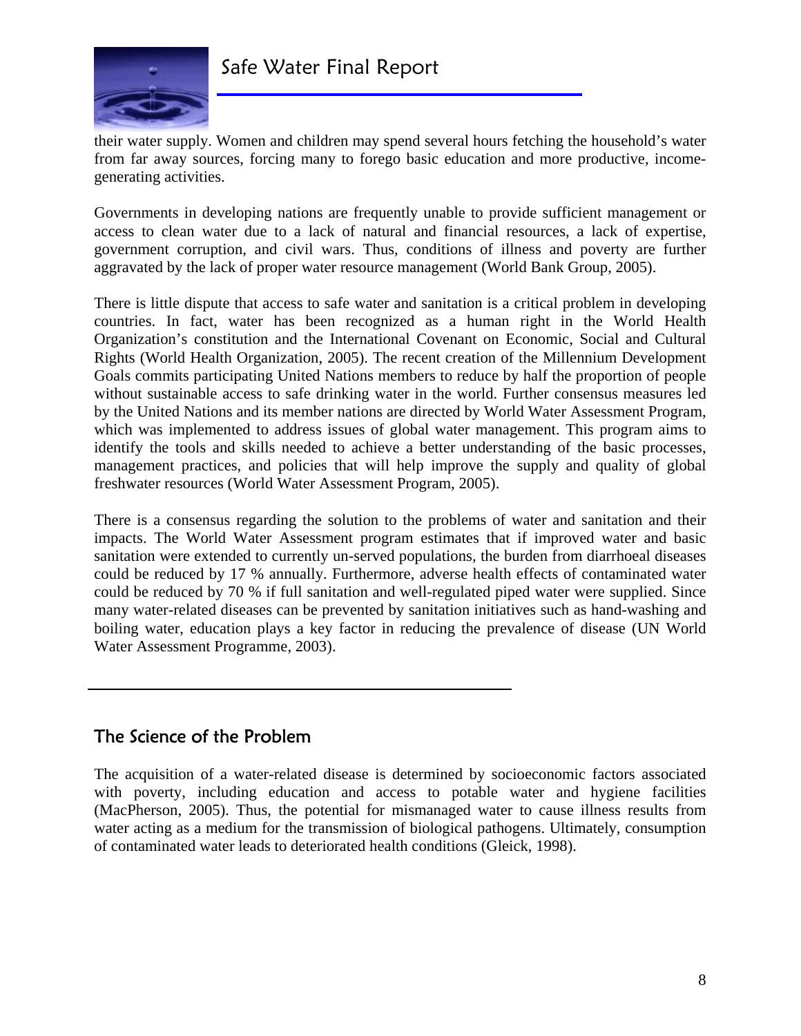their water supply. Women and children may spend several hours fetching the household's water from far away sources, forcing many to forego basic education and more productive, income-generating activities.

Governments in developing nations are frequently unable to provide sufficient management or access to clean water due to a lack of natural and financial resources, a lack of expertise, government corruption, and civil wars. Thus, conditions of illness and poverty are further aggravated by the lack of proper water resource management (World Bank Group, 2005).

There is little dispute that access to safe water and sanitation is a critical problem in developing countries. In fact, water has been recognized as a human right in the World Health Organization's constitution and the International Covenant on Economic, Social and Cultural Rights (World Health Organization, 2005). The recent creation of the Millennium Development Goals commits participating United Nations members to reduce by half the proportion of people without sustainable access to safe drinking water in the world. Further consensus measures led by the United Nations and its member nations are directed by World Water Assessment Program, which was implemented to address issues of global water management. This program aims to identify the tools and skills needed to achieve a better understanding of the basic processes, management practices, and policies that will help improve the supply and quality of global freshwater resources (World Water Assessment Program, 2005).

There is a consensus regarding the solution to the problems of water and sanitation and their impacts. The World Water Assessment program estimates that if improved water and basic sanitation were extended to currently un-served populations, the burden from diarrhoeal diseases could be reduced by 17 % annually. Furthermore, adverse health effects of contaminated water could be reduced by 70 % if full sanitation and well-regulated piped water were supplied. Since many water-related diseases can be prevented by sanitation initiatives such as hand-washing and boiling water, education plays a key factor in reducing the prevalence of disease (UN World Water Assessment Programme, 2003).

## The Science of the Problem

The acquisition of a water-related disease is determined by socioeconomic factors associated with poverty, including education and access to potable water and hygiene facilities (MacPherson, 2005). Thus, the potential for mismanaged water to cause illness results from water acting as a medium for the transmission of biological pathogens. Ultimately, consumption of contaminated water leads to deteriorated health conditions (Gleick, 1998).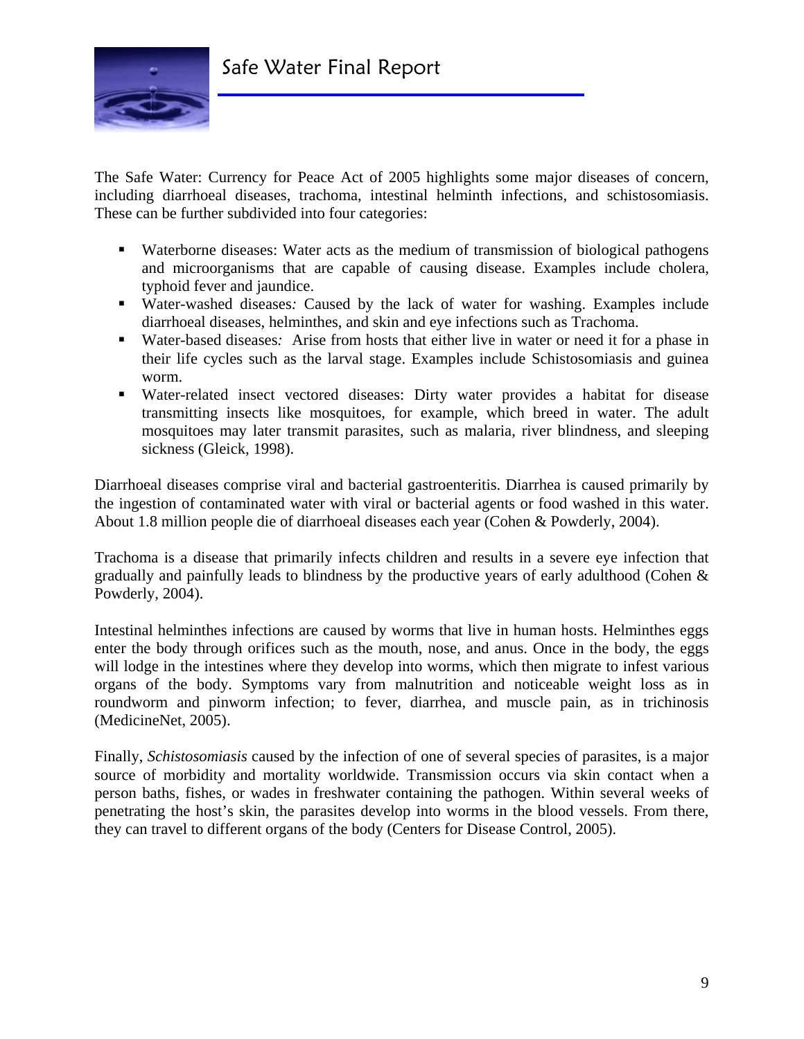The Safe Water: Currency for Peace Act of 2005 highlights some major diseases of concern, including diarrhoeal diseases, trachoma, intestinal helminth infections, and schistosomiasis. These can be further subdivided into four categories:

- Waterborne diseases: Water acts as the medium of transmission of biological pathogens and microorganisms that are capable of causing disease. Examples include cholera, typhoid fever and jaundice.
- Water-washed diseases*:* Caused by the lack of water for washing. Examples include diarrhoeal diseases, helminthes, and skin and eye infections such as Trachoma.
- Water-based diseases*:* Arise from hosts that either live in water or need it for a phase in their life cycles such as the larval stage. Examples include Schistosomiasis and guinea worm.
- Water-related insect vectored diseases: Dirty water provides a habitat for disease transmitting insects like mosquitoes, for example, which breed in water. The adult mosquitoes may later transmit parasites, such as malaria, river blindness, and sleeping sickness (Gleick, 1998).

Diarrhoeal diseases comprise viral and bacterial gastroenteritis. Diarrhea is caused primarily by the ingestion of contaminated water with viral or bacterial agents or food washed in this water. About 1.8 million people die of diarrhoeal diseases each year (Cohen & Powderly, 2004).

Trachoma is a disease that primarily infects children and results in a severe eye infection that gradually and painfully leads to blindness by the productive years of early adulthood (Cohen & Powderly, 2004).

Intestinal helminthes infections are caused by worms that live in human hosts. Helminthes eggs enter the body through orifices such as the mouth, nose, and anus. Once in the body, the eggs will lodge in the intestines where they develop into worms, which then migrate to infest various organs of the body. Symptoms vary from malnutrition and noticeable weight loss as in roundworm and pinworm infection; to fever, diarrhea, and muscle pain, as in trichinosis (MedicineNet, 2005).

Finally, *Schistosomiasis* caused by the infection of one of several species of parasites, is a major source of morbidity and mortality worldwide. Transmission occurs via skin contact when a person baths, fishes, or wades in freshwater containing the pathogen. Within several weeks of penetrating the host's skin, the parasites develop into worms in the blood vessels. From there, they can travel to different organs of the body (Centers for Disease Control, 2005).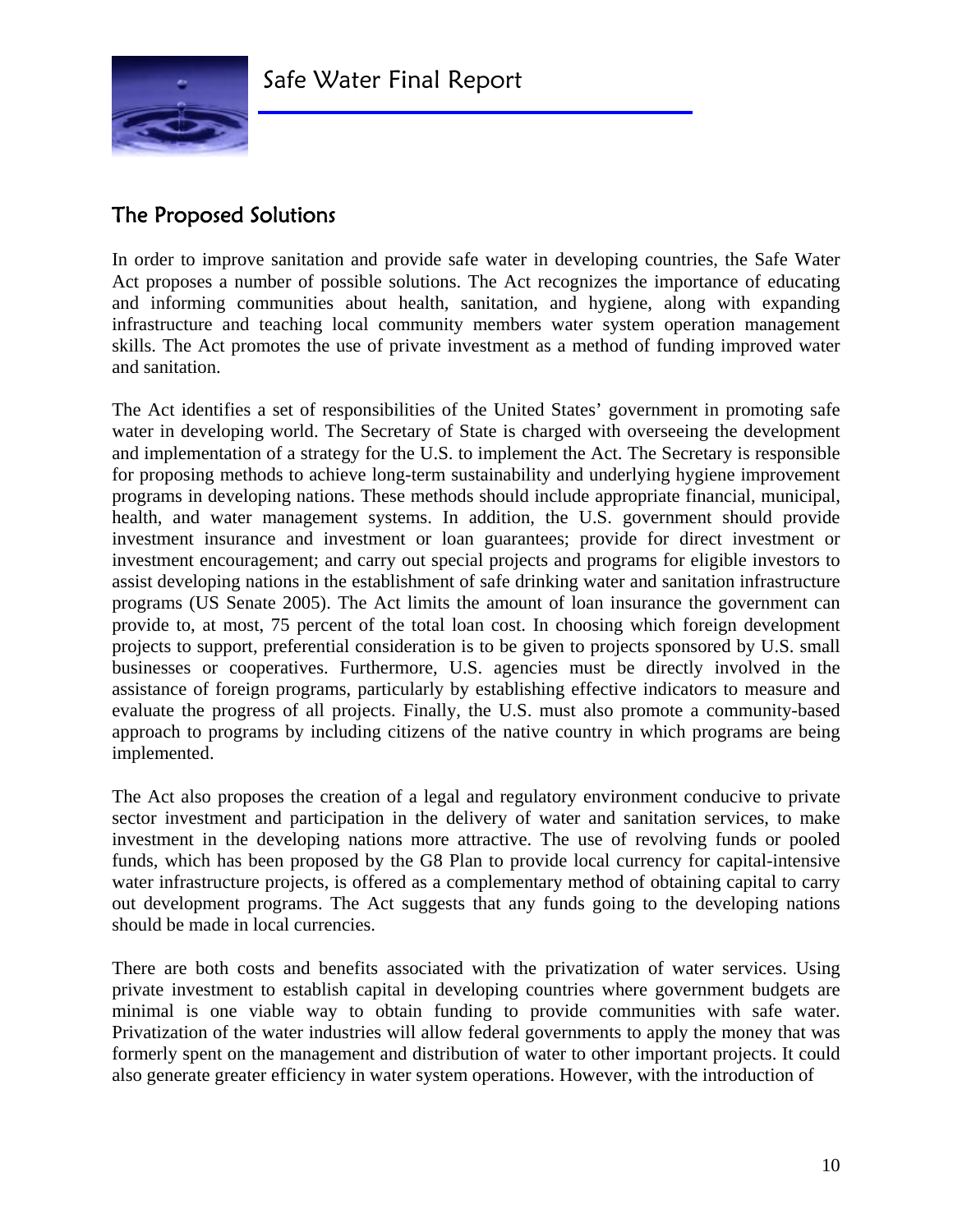## The Proposed Solutions

In order to improve sanitation and provide safe water in developing countries, the Safe Water Act proposes a number of possible solutions. The Act recognizes the importance of educating and informing communities about health, sanitation, and hygiene, along with expanding infrastructure and teaching local community members water system operation management skills. The Act promotes the use of private investment as a method of funding improved water and sanitation.

The Act identifies a set of responsibilities of the United States' government in promoting safe water in developing world. The Secretary of State is charged with overseeing the development and implementation of a strategy for the U.S. to implement the Act. The Secretary is responsible for proposing methods to achieve long-term sustainability and underlying hygiene improvement programs in developing nations. These methods should include appropriate financial, municipal, health, and water management systems. In addition, the U.S. government should provide investment insurance and investment or loan guarantees; provide for direct investment or investment encouragement; and carry out special projects and programs for eligible investors to assist developing nations in the establishment of safe drinking water and sanitation infrastructure programs (US Senate 2005). The Act limits the amount of loan insurance the government can provide to, at most, 75 percent of the total loan cost. In choosing which foreign development projects to support, preferential consideration is to be given to projects sponsored by U.S. small businesses or cooperatives. Furthermore, U.S. agencies must be directly involved in the assistance of foreign programs, particularly by establishing effective indicators to measure and evaluate the progress of all projects. Finally, the U.S. must also promote a community-based approach to programs by including citizens of the native country in which programs are being implemented.

The Act also proposes the creation of a legal and regulatory environment conducive to private sector investment and participation in the delivery of water and sanitation services, to make investment in the developing nations more attractive. The use of revolving funds or pooled funds, which has been proposed by the G8 Plan to provide local currency for capital-intensive water infrastructure projects, is offered as a complementary method of obtaining capital to carry out development programs. The Act suggests that any funds going to the developing nations should be made in local currencies.

There are both costs and benefits associated with the privatization of water services. Using private investment to establish capital in developing countries where government budgets are minimal is one viable way to obtain funding to provide communities with safe water. Privatization of the water industries will allow federal governments to apply the money that was formerly spent on the management and distribution of water to other important projects. It could also generate greater efficiency in water system operations. However, with the introduction of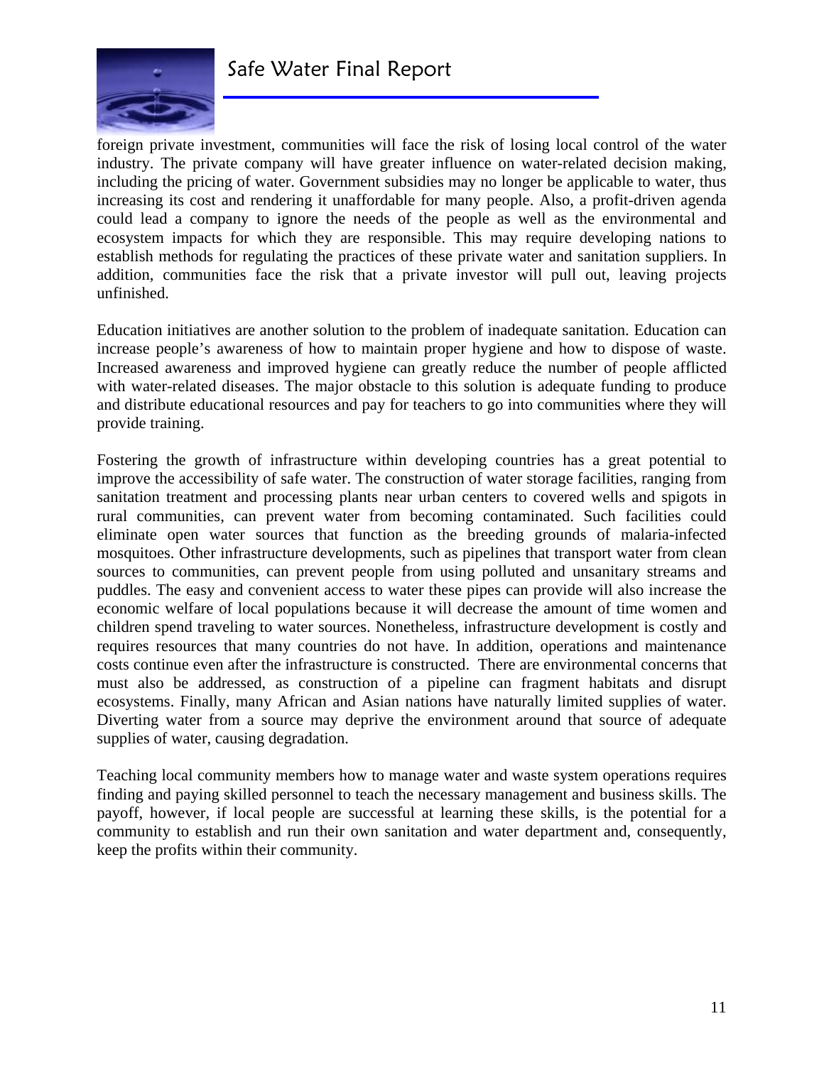foreign private investment, communities will face the risk of losing local control of the water industry. The private company will have greater influence on water-related decision making, including the pricing of water. Government subsidies may no longer be applicable to water, thus increasing its cost and rendering it unaffordable for many people. Also, a profit-driven agenda could lead a company to ignore the needs of the people as well as the environmental and ecosystem impacts for which they are responsible. This may require developing nations to establish methods for regulating the practices of these private water and sanitation suppliers. In addition, communities face the risk that a private investor will pull out, leaving projects unfinished.

Education initiatives are another solution to the problem of inadequate sanitation. Education can increase people's awareness of how to maintain proper hygiene and how to dispose of waste. Increased awareness and improved hygiene can greatly reduce the number of people afflicted with water-related diseases. The major obstacle to this solution is adequate funding to produce and distribute educational resources and pay for teachers to go into communities where they will provide training.

Fostering the growth of infrastructure within developing countries has a great potential to improve the accessibility of safe water. The construction of water storage facilities, ranging from sanitation treatment and processing plants near urban centers to covered wells and spigots in rural communities, can prevent water from becoming contaminated. Such facilities could eliminate open water sources that function as the breeding grounds of malaria-infected mosquitoes. Other infrastructure developments, such as pipelines that transport water from clean sources to communities, can prevent people from using polluted and unsanitary streams and puddles. The easy and convenient access to water these pipes can provide will also increase the economic welfare of local populations because it will decrease the amount of time women and children spend traveling to water sources. Nonetheless, infrastructure development is costly and requires resources that many countries do not have. In addition, operations and maintenance costs continue even after the infrastructure is constructed. There are environmental concerns that must also be addressed, as construction of a pipeline can fragment habitats and disrupt ecosystems. Finally, many African and Asian nations have naturally limited supplies of water. Diverting water from a source may deprive the environment around that source of adequate supplies of water, causing degradation.

Teaching local community members how to manage water and waste system operations requires finding and paying skilled personnel to teach the necessary management and business skills. The payoff, however, if local people are successful at learning these skills, is the potential for a community to establish and run their own sanitation and water department and, consequently, keep the profits within their community.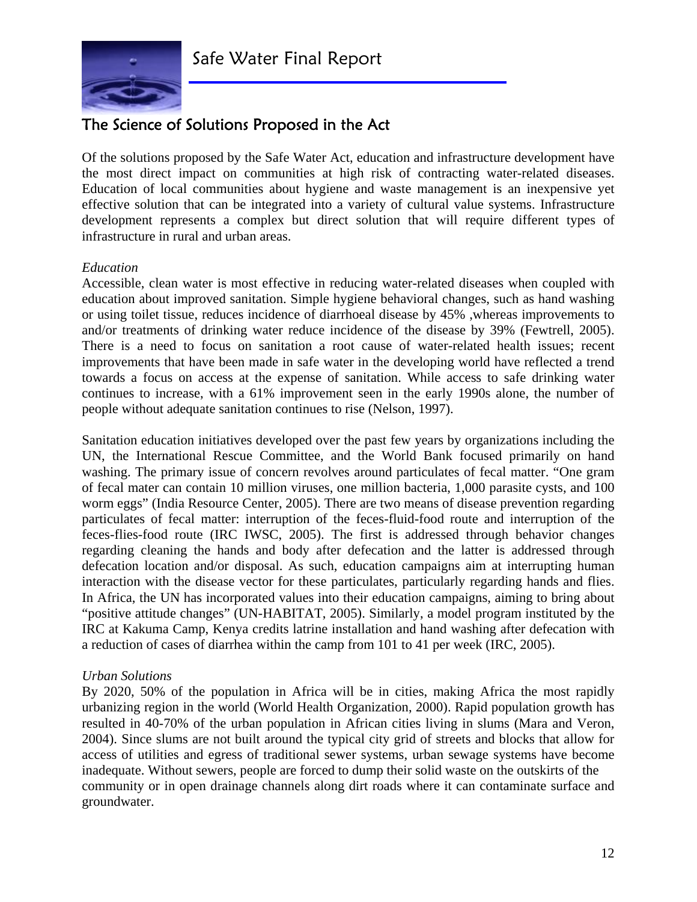## The Science of Solutions Proposed in the Act

Of the solutions proposed by the Safe Water Act, education and infrastructure development have the most direct impact on communities at high risk of contracting water-related diseases. Education of local communities about hygiene and waste management is an inexpensive yet effective solution that can be integrated into a variety of cultural value systems. Infrastructure development represents a complex but direct solution that will require different types of infrastructure in rural and urban areas.

### *Education*

Accessible, clean water is most effective in reducing water-related diseases when coupled with education about improved sanitation. Simple hygiene behavioral changes, such as hand washing or using toilet tissue, reduces incidence of diarrhoeal disease by 45% ,whereas improvements to and/or treatments of drinking water reduce incidence of the disease by 39% (Fewtrell, 2005). There is a need to focus on sanitation a root cause of water-related health issues; recent improvements that have been made in safe water in the developing world have reflected a trend towards a focus on access at the expense of sanitation. While access to safe drinking water continues to increase, with a 61% improvement seen in the early 1990s alone, the number of people without adequate sanitation continues to rise (Nelson, 1997).

Sanitation education initiatives developed over the past few years by organizations including the UN, the International Rescue Committee, and the World Bank focused primarily on hand washing. The primary issue of concern revolves around particulates of fecal matter. "One gram of fecal mater can contain 10 million viruses, one million bacteria, 1,000 parasite cysts, and 100 worm eggs" (India Resource Center, 2005). There are two means of disease prevention regarding particulates of fecal matter: interruption of the feces-fluid-food route and interruption of the feces-flies-food route (IRC IWSC, 2005). The first is addressed through behavior changes regarding cleaning the hands and body after defecation and the latter is addressed through defecation location and/or disposal. As such, education campaigns aim at interrupting human interaction with the disease vector for these particulates, particularly regarding hands and flies. In Africa, the UN has incorporated values into their education campaigns, aiming to bring about "positive attitude changes" (UN-HABITAT, 2005). Similarly, a model program instituted by the IRC at Kakuma Camp, Kenya credits latrine installation and hand washing after defecation with a reduction of cases of diarrhea within the camp from 101 to 41 per week (IRC, 2005).

### *Urban Solutions*

By 2020, 50% of the population in Africa will be in cities, making Africa the most rapidly urbanizing region in the world (World Health Organization, 2000). Rapid population growth has resulted in 40-70% of the urban population in African cities living in slums (Mara and Veron, 2004). Since slums are not built around the typical city grid of streets and blocks that allow for access of utilities and egress of traditional sewer systems, urban sewage systems have become inadequate. Without sewers, people are forced to dump their solid waste on the outskirts of the community or in open drainage channels along dirt roads where it can contaminate surface and groundwater.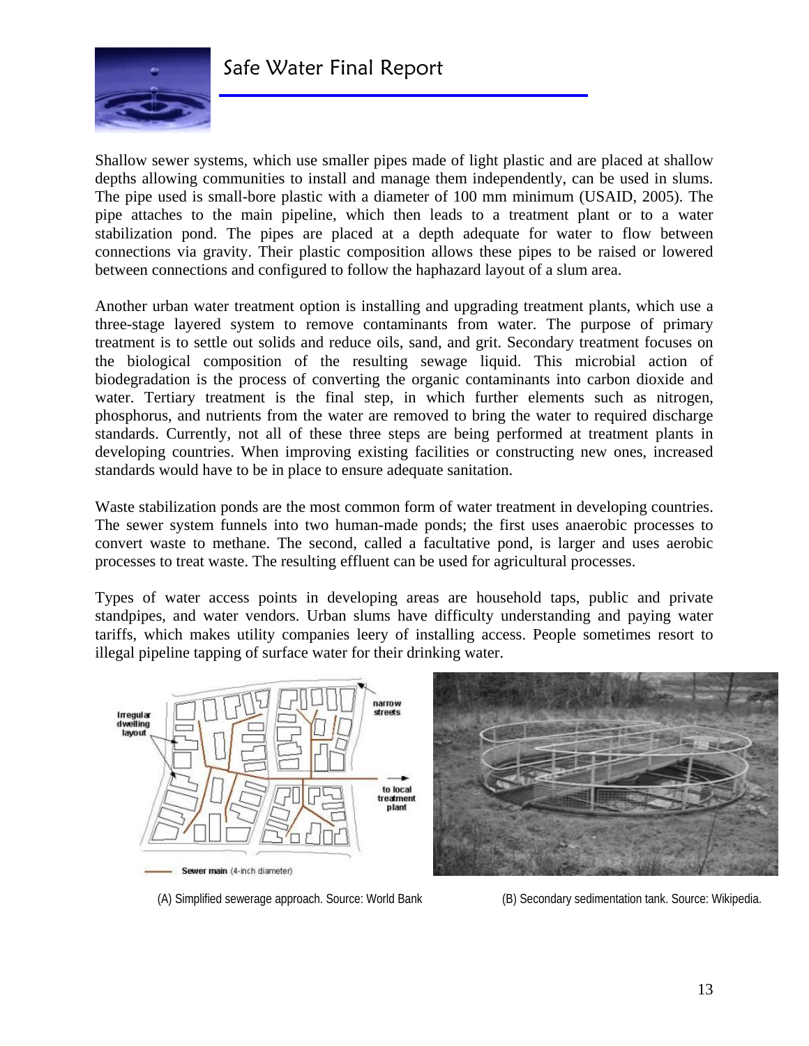Shallow sewer systems, which use smaller pipes made of light plastic and are placed at shallow depths allowing communities to install and manage them independently, can be used in slums. The pipe used is small-bore plastic with a diameter of 100 mm minimum (USAID, 2005). The pipe attaches to the main pipeline, which then leads to a treatment plant or to a water stabilization pond. The pipes are placed at a depth adequate for water to flow between connections via gravity. Their plastic composition allows these pipes to be raised or lowered between connections and configured to follow the haphazard layout of a slum area.

Another urban water treatment option is installing and upgrading treatment plants, which use a three-stage layered system to remove contaminants from water. The purpose of primary treatment is to settle out solids and reduce oils, sand, and grit. Secondary treatment focuses on the biological composition of the resulting sewage liquid. This microbial action of biodegradation is the process of converting the organic contaminants into carbon dioxide and water. Tertiary treatment is the final step, in which further elements such as nitrogen, phosphorus, and nutrients from the water are removed to bring the water to required discharge standards. Currently, not all of these three steps are being performed at treatment plants in developing countries. When improving existing facilities or constructing new ones, increased standards would have to be in place to ensure adequate sanitation.

Waste stabilization ponds are the most common form of water treatment in developing countries. The sewer system funnels into two human-made ponds; the first uses anaerobic processes to convert waste to methane. The second, called a facultative pond, is larger and uses aerobic processes to treat waste. The resulting effluent can be used for agricultural processes.

Types of water access points in developing areas are household taps, public and private standpipes, and water vendors. Urban slums have difficulty understanding and paying water tariffs, which makes utility companies leery of installing access. People sometimes resort to illegal pipeline tapping of surface water for their drinking water.

(A) Simplified sewerage approach. Source: World Bank

(B) Secondary sedimentation tank. Source: Wikipedia.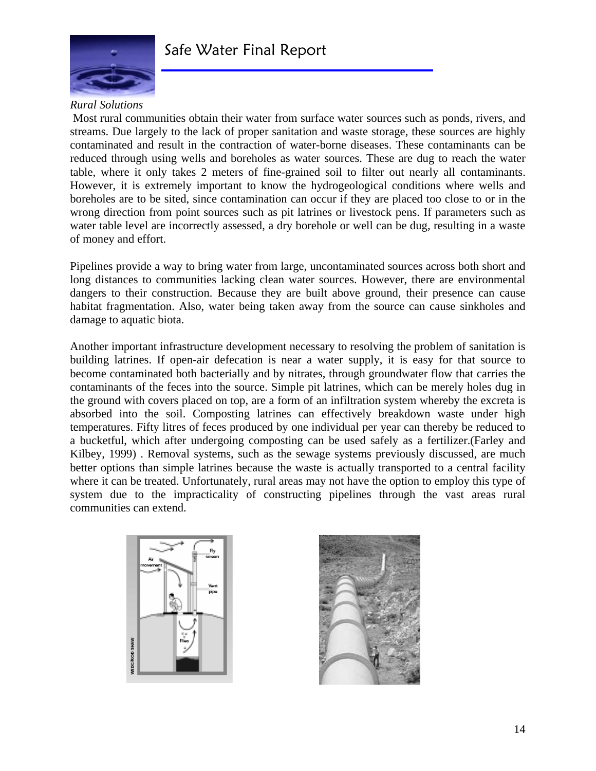*Rural Solutions*

Most rural communities obtain their water from surface water sources such as ponds, rivers, and streams. Due largely to the lack of proper sanitation and waste storage, these sources are highly contaminated and result in the contraction of water-borne diseases. These contaminants can be reduced through using wells and boreholes as water sources. These are dug to reach the water table, where it only takes 2 meters of fine-grained soil to filter out nearly all contaminants. However, it is extremely important to know the hydrogeological conditions where wells and boreholes are to be sited, since contamination can occur if they are placed too close to or in the wrong direction from point sources such as pit latrines or livestock pens. If parameters such as water table level are incorrectly assessed, a dry borehole or well can be dug, resulting in a waste of money and effort.

Pipelines provide a way to bring water from large, uncontaminated sources across both short and long distances to communities lacking clean water sources. However, there are environmental dangers to their construction. Because they are built above ground, their presence can cause habitat fragmentation. Also, water being taken away from the source can cause sinkholes and damage to aquatic biota.

Another important infrastructure development necessary to resolving the problem of sanitation is building latrines. If open-air defecation is near a water supply, it is easy for that source to become contaminated both bacterially and by nitrates, through groundwater flow that carries the contaminants of the feces into the source. Simple pit latrines, which can be merely holes dug in the ground with covers placed on top, are a form of an infiltration system whereby the excreta is absorbed into the soil. Composting latrines can effectively breakdown waste under high temperatures. Fifty litres of feces produced by one individual per year can thereby be reduced to a bucketful, which after undergoing composting can be used safely as a fertilizer.(Farley and Kilbey, 1999) . Removal systems, such as the sewage systems previously discussed, are much better options than simple latrines because the waste is actually transported to a central facility where it can be treated. Unfortunately, rural areas may not have the option to employ this type of system due to the impracticality of constructing pipelines through the vast areas rural communities can extend.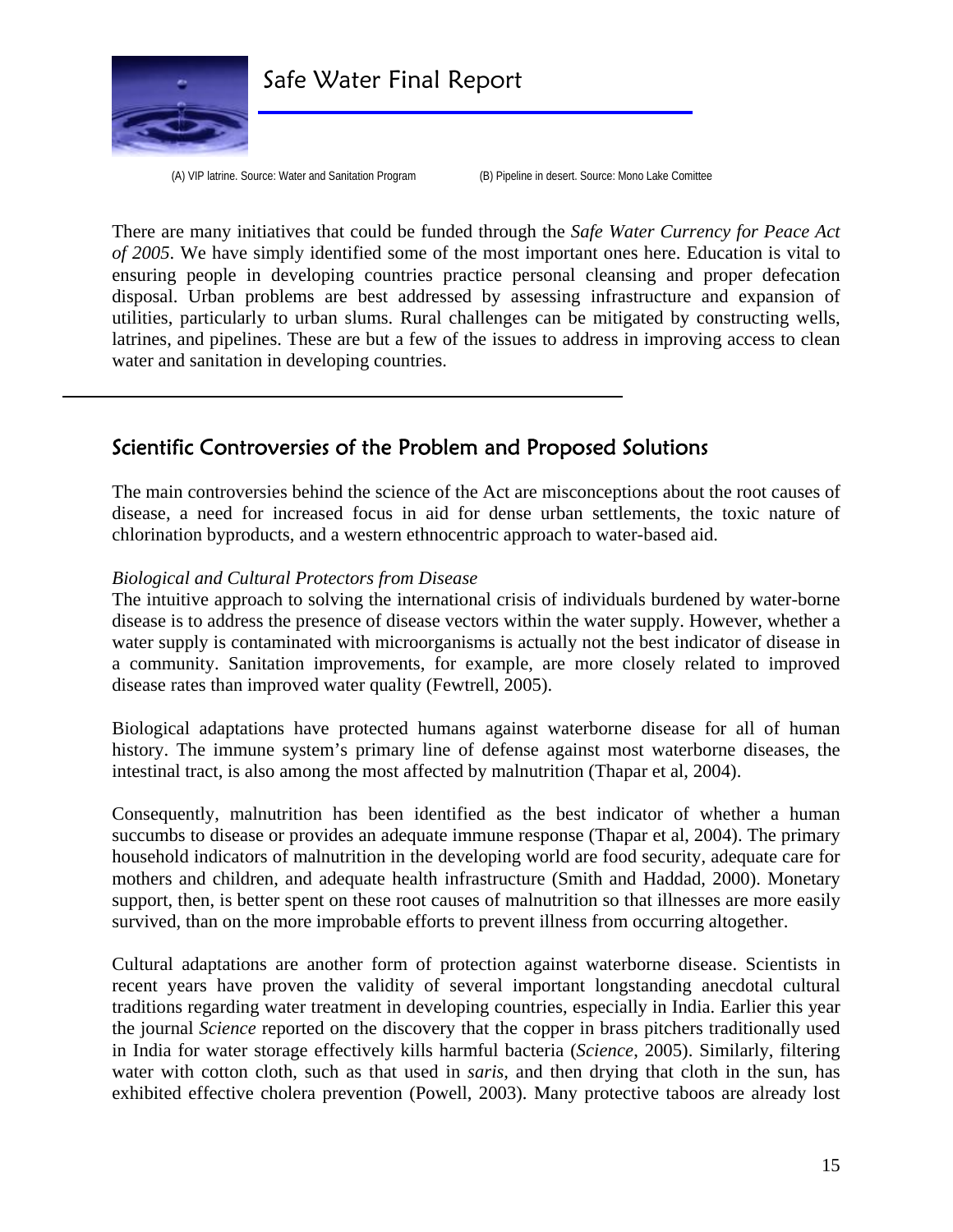(A) VIP latrine. Source: Water and Sanitation Program (B) Pipeline in desert. Source: Mono Lake Comittee

There are many initiatives that could be funded through the *Safe Water Currency for Peace Act of 2005*. We have simply identified some of the most important ones here. Education is vital to ensuring people in developing countries practice personal cleansing and proper defecation disposal. Urban problems are best addressed by assessing infrastructure and expansion of utilities, particularly to urban slums. Rural challenges can be mitigated by constructing wells, latrines, and pipelines. These are but a few of the issues to address in improving access to clean water and sanitation in developing countries.

---

## Scientific Controversies of the Problem and Proposed Solutions

The main controversies behind the science of the Act are misconceptions about the root causes of disease, a need for increased focus in aid for dense urban settlements, the toxic nature of chlorination byproducts, and a western ethnocentric approach to water-based aid.

### *Biological and Cultural Protectors from Disease*

The intuitive approach to solving the international crisis of individuals burdened by water-borne disease is to address the presence of disease vectors within the water supply. However, whether a water supply is contaminated with microorganisms is actually not the best indicator of disease in a community. Sanitation improvements, for example, are more closely related to improved disease rates than improved water quality (Fewtrell, 2005).

Biological adaptations have protected humans against waterborne disease for all of human history. The immune system's primary line of defense against most waterborne diseases, the intestinal tract, is also among the most affected by malnutrition (Thapar et al, 2004).

Consequently, malnutrition has been identified as the best indicator of whether a human succumbs to disease or provides an adequate immune response (Thapar et al, 2004). The primary household indicators of malnutrition in the developing world are food security, adequate care for mothers and children, and adequate health infrastructure (Smith and Haddad, 2000). Monetary support, then, is better spent on these root causes of malnutrition so that illnesses are more easily survived, than on the more improbable efforts to prevent illness from occurring altogether.

Cultural adaptations are another form of protection against waterborne disease. Scientists in recent years have proven the validity of several important longstanding anecdotal cultural traditions regarding water treatment in developing countries, especially in India. Earlier this year the journal *Science* reported on the discovery that the copper in brass pitchers traditionally used in India for water storage effectively kills harmful bacteria (*Science*, 2005). Similarly, filtering water with cotton cloth, such as that used in *saris*, and then drying that cloth in the sun, has exhibited effective cholera prevention (Powell, 2003). Many protective taboos are already lost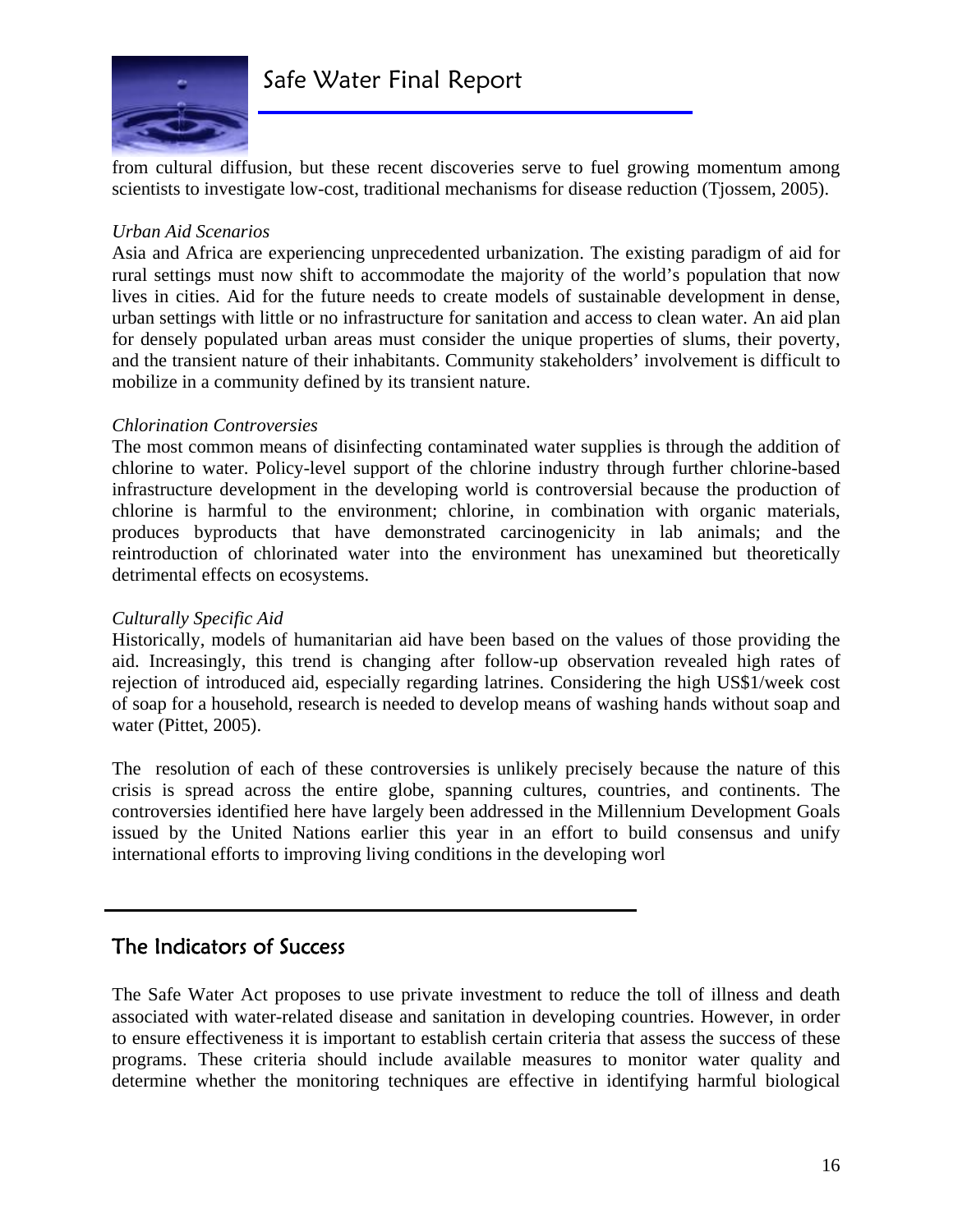from cultural diffusion, but these recent discoveries serve to fuel growing momentum among scientists to investigate low-cost, traditional mechanisms for disease reduction (Tjossem, 2005).

*Urban Aid Scenarios*
Asia and Africa are experiencing unprecedented urbanization. The existing paradigm of aid for rural settings must now shift to accommodate the majority of the world's population that now lives in cities. Aid for the future needs to create models of sustainable development in dense, urban settings with little or no infrastructure for sanitation and access to clean water. An aid plan for densely populated urban areas must consider the unique properties of slums, their poverty, and the transient nature of their inhabitants. Community stakeholders' involvement is difficult to mobilize in a community defined by its transient nature.

*Chlorination Controversies*
The most common means of disinfecting contaminated water supplies is through the addition of chlorine to water. Policy-level support of the chlorine industry through further chlorine-based infrastructure development in the developing world is controversial because the production of chlorine is harmful to the environment; chlorine, in combination with organic materials, produces byproducts that have demonstrated carcinogenicity in lab animals; and the reintroduction of chlorinated water into the environment has unexamined but theoretically detrimental effects on ecosystems.

*Culturally Specific Aid*
Historically, models of humanitarian aid have been based on the values of those providing the aid. Increasingly, this trend is changing after follow-up observation revealed high rates of rejection of introduced aid, especially regarding latrines. Considering the high US$1/week cost of soap for a household, research is needed to develop means of washing hands without soap and water (Pittet, 2005).

The resolution of each of these controversies is unlikely precisely because the nature of this crisis is spread across the entire globe, spanning cultures, countries, and continents. The controversies identified here have largely been addressed in the Millennium Development Goals issued by the United Nations earlier this year in an effort to build consensus and unify international efforts to improving living conditions in the developing worl

## The Indicators of Success

The Safe Water Act proposes to use private investment to reduce the toll of illness and death associated with water-related disease and sanitation in developing countries. However, in order to ensure effectiveness it is important to establish certain criteria that assess the success of these programs. These criteria should include available measures to monitor water quality and determine whether the monitoring techniques are effective in identifying harmful biological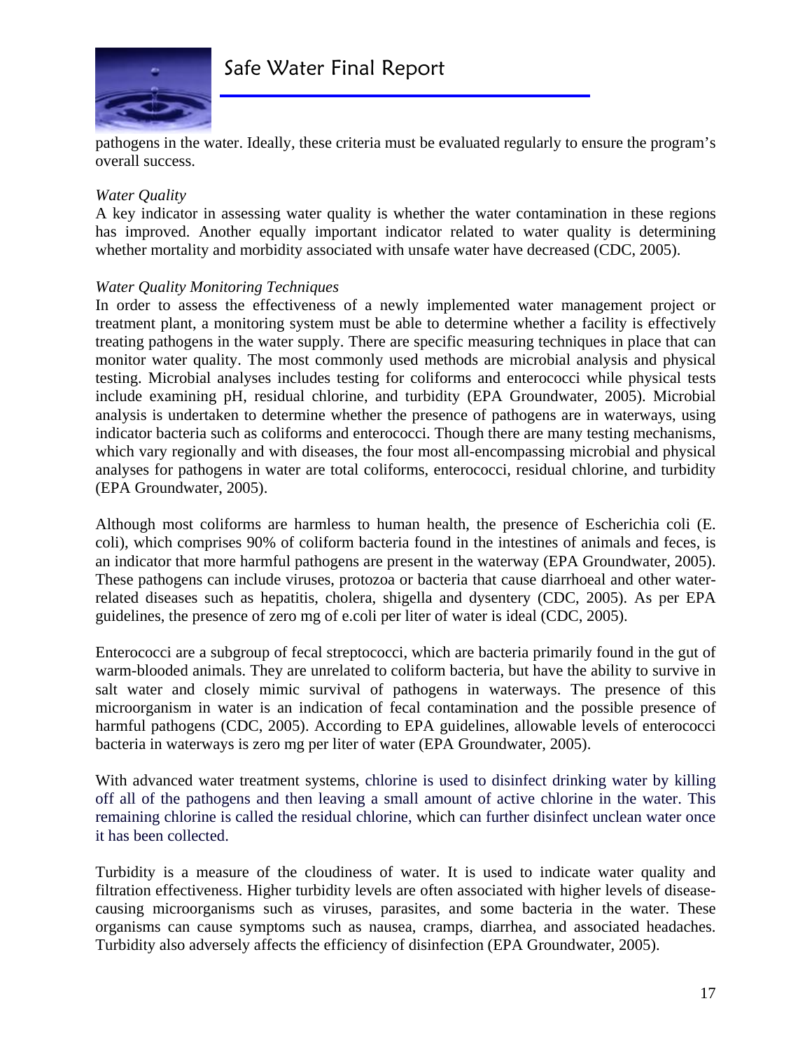pathogens in the water. Ideally, these criteria must be evaluated regularly to ensure the program's overall success.

*Water Quality*

A key indicator in assessing water quality is whether the water contamination in these regions has improved. Another equally important indicator related to water quality is determining whether mortality and morbidity associated with unsafe water have decreased (CDC, 2005).

*Water Quality Monitoring Techniques*

In order to assess the effectiveness of a newly implemented water management project or treatment plant, a monitoring system must be able to determine whether a facility is effectively treating pathogens in the water supply. There are specific measuring techniques in place that can monitor water quality. The most commonly used methods are microbial analysis and physical testing. Microbial analyses includes testing for coliforms and enterococci while physical tests include examining pH, residual chlorine, and turbidity (EPA Groundwater, 2005). Microbial analysis is undertaken to determine whether the presence of pathogens are in waterways, using indicator bacteria such as coliforms and enterococci. Though there are many testing mechanisms, which vary regionally and with diseases, the four most all-encompassing microbial and physical analyses for pathogens in water are total coliforms, enterococci, residual chlorine, and turbidity (EPA Groundwater, 2005).

Although most coliforms are harmless to human health, the presence of Escherichia coli (E. coli), which comprises 90% of coliform bacteria found in the intestines of animals and feces, is an indicator that more harmful pathogens are present in the waterway (EPA Groundwater, 2005). These pathogens can include viruses, protozoa or bacteria that cause diarrhoeal and other water-related diseases such as hepatitis, cholera, shigella and dysentery (CDC, 2005). As per EPA guidelines, the presence of zero mg of e.coli per liter of water is ideal (CDC, 2005).

Enterococci are a subgroup of fecal streptococci, which are bacteria primarily found in the gut of warm-blooded animals. They are unrelated to coliform bacteria, but have the ability to survive in salt water and closely mimic survival of pathogens in waterways. The presence of this microorganism in water is an indication of fecal contamination and the possible presence of harmful pathogens (CDC, 2005). According to EPA guidelines, allowable levels of enterococci bacteria in waterways is zero mg per liter of water (EPA Groundwater, 2005).

With advanced water treatment systems, chlorine is used to disinfect drinking water by killing off all of the pathogens and then leaving a small amount of active chlorine in the water. This remaining chlorine is called the residual chlorine, which can further disinfect unclean water once it has been collected.

Turbidity is a measure of the cloudiness of water. It is used to indicate water quality and filtration effectiveness. Higher turbidity levels are often associated with higher levels of disease-causing microorganisms such as viruses, parasites, and some bacteria in the water. These organisms can cause symptoms such as nausea, cramps, diarrhea, and associated headaches. Turbidity also adversely affects the efficiency of disinfection (EPA Groundwater, 2005).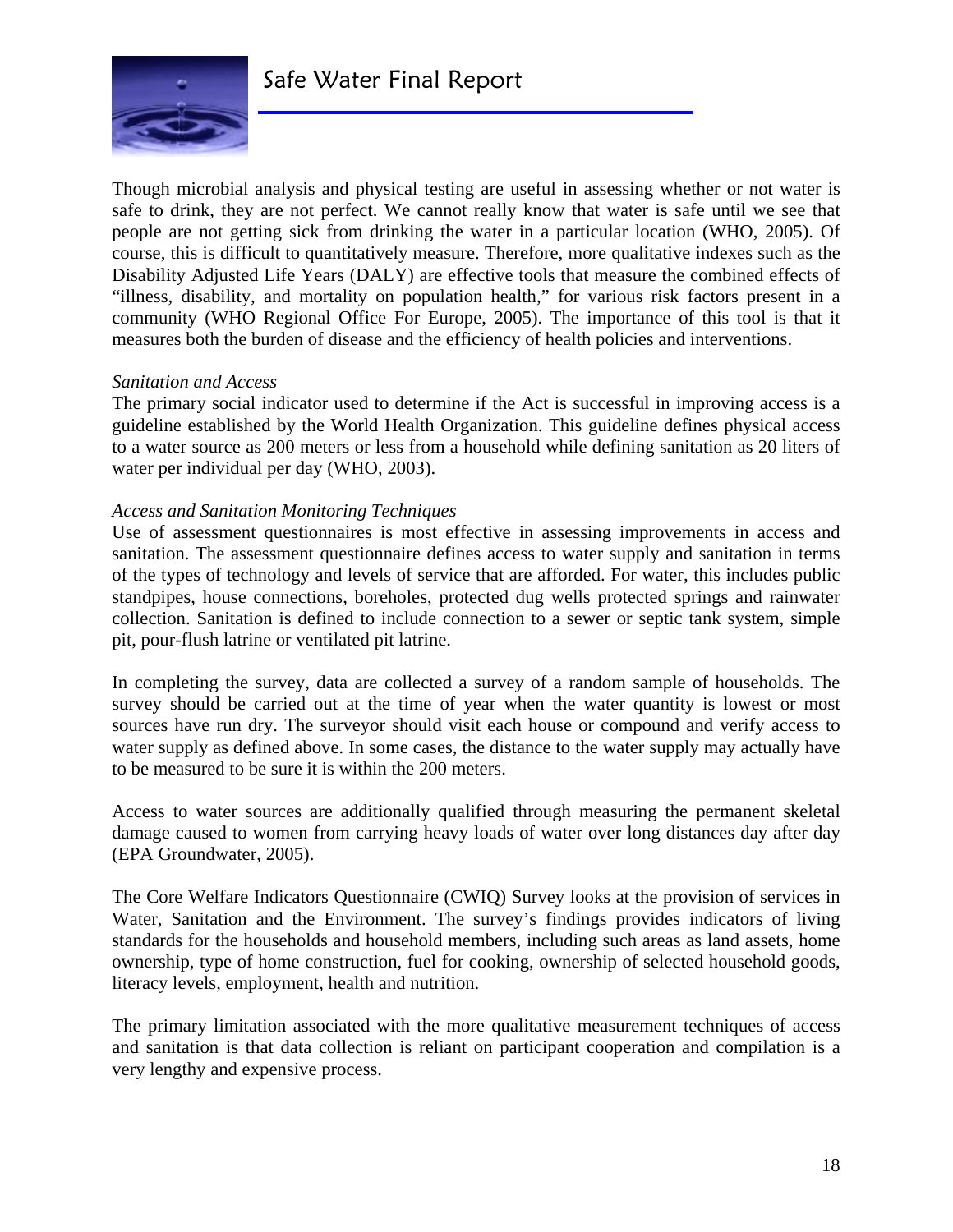Though microbial analysis and physical testing are useful in assessing whether or not water is safe to drink, they are not perfect. We cannot really know that water is safe until we see that people are not getting sick from drinking the water in a particular location (WHO, 2005). Of course, this is difficult to quantitatively measure. Therefore, more qualitative indexes such as the Disability Adjusted Life Years (DALY) are effective tools that measure the combined effects of "illness, disability, and mortality on population health," for various risk factors present in a community (WHO Regional Office For Europe, 2005). The importance of this tool is that it measures both the burden of disease and the efficiency of health policies and interventions.

*Sanitation and Access*

The primary social indicator used to determine if the Act is successful in improving access is a guideline established by the World Health Organization. This guideline defines physical access to a water source as 200 meters or less from a household while defining sanitation as 20 liters of water per individual per day (WHO, 2003).

*Access and Sanitation Monitoring Techniques*

Use of assessment questionnaires is most effective in assessing improvements in access and sanitation. The assessment questionnaire defines access to water supply and sanitation in terms of the types of technology and levels of service that are afforded. For water, this includes public standpipes, house connections, boreholes, protected dug wells protected springs and rainwater collection. Sanitation is defined to include connection to a sewer or septic tank system, simple pit, pour-flush latrine or ventilated pit latrine.

In completing the survey, data are collected a survey of a random sample of households. The survey should be carried out at the time of year when the water quantity is lowest or most sources have run dry. The surveyor should visit each house or compound and verify access to water supply as defined above. In some cases, the distance to the water supply may actually have to be measured to be sure it is within the 200 meters.

Access to water sources are additionally qualified through measuring the permanent skeletal damage caused to women from carrying heavy loads of water over long distances day after day (EPA Groundwater, 2005).

The Core Welfare Indicators Questionnaire (CWIQ) Survey looks at the provision of services in Water, Sanitation and the Environment. The survey's findings provides indicators of living standards for the households and household members, including such areas as land assets, home ownership, type of home construction, fuel for cooking, ownership of selected household goods, literacy levels, employment, health and nutrition.

The primary limitation associated with the more qualitative measurement techniques of access and sanitation is that data collection is reliant on participant cooperation and compilation is a very lengthy and expensive process.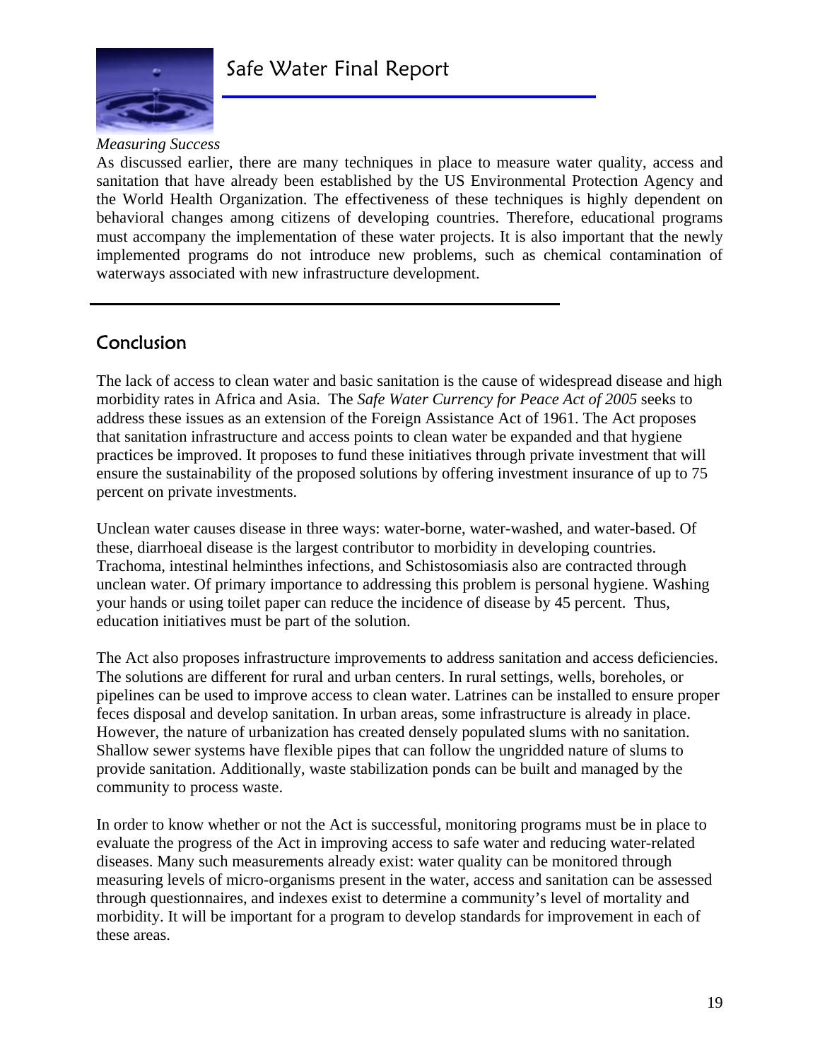*Measuring Success*

As discussed earlier, there are many techniques in place to measure water quality, access and sanitation that have already been established by the US Environmental Protection Agency and the World Health Organization. The effectiveness of these techniques is highly dependent on behavioral changes among citizens of developing countries. Therefore, educational programs must accompany the implementation of these water projects. It is also important that the newly implemented programs do not introduce new problems, such as chemical contamination of waterways associated with new infrastructure development.

## Conclusion

The lack of access to clean water and basic sanitation is the cause of widespread disease and high morbidity rates in Africa and Asia. The *Safe Water Currency for Peace Act of 2005* seeks to address these issues as an extension of the Foreign Assistance Act of 1961. The Act proposes that sanitation infrastructure and access points to clean water be expanded and that hygiene practices be improved. It proposes to fund these initiatives through private investment that will ensure the sustainability of the proposed solutions by offering investment insurance of up to 75 percent on private investments.

Unclean water causes disease in three ways: water-borne, water-washed, and water-based. Of these, diarrhoeal disease is the largest contributor to morbidity in developing countries. Trachoma, intestinal helminthes infections, and Schistosomiasis also are contracted through unclean water. Of primary importance to addressing this problem is personal hygiene. Washing your hands or using toilet paper can reduce the incidence of disease by 45 percent. Thus, education initiatives must be part of the solution.

The Act also proposes infrastructure improvements to address sanitation and access deficiencies. The solutions are different for rural and urban centers. In rural settings, wells, boreholes, or pipelines can be used to improve access to clean water. Latrines can be installed to ensure proper feces disposal and develop sanitation. In urban areas, some infrastructure is already in place. However, the nature of urbanization has created densely populated slums with no sanitation. Shallow sewer systems have flexible pipes that can follow the ungridded nature of slums to provide sanitation. Additionally, waste stabilization ponds can be built and managed by the community to process waste.

In order to know whether or not the Act is successful, monitoring programs must be in place to evaluate the progress of the Act in improving access to safe water and reducing water-related diseases. Many such measurements already exist: water quality can be monitored through measuring levels of micro-organisms present in the water, access and sanitation can be assessed through questionnaires, and indexes exist to determine a community's level of mortality and morbidity. It will be important for a program to develop standards for improvement in each of these areas.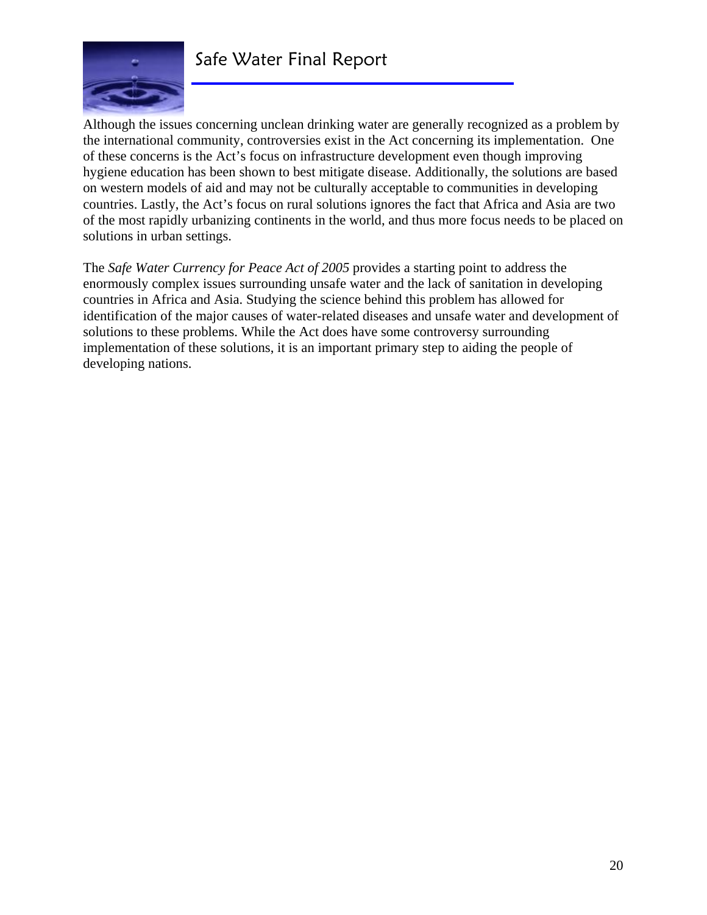Although the issues concerning unclean drinking water are generally recognized as a problem by the international community, controversies exist in the Act concerning its implementation. One of these concerns is the Act's focus on infrastructure development even though improving hygiene education has been shown to best mitigate disease. Additionally, the solutions are based on western models of aid and may not be culturally acceptable to communities in developing countries. Lastly, the Act's focus on rural solutions ignores the fact that Africa and Asia are two of the most rapidly urbanizing continents in the world, and thus more focus needs to be placed on solutions in urban settings.

The *Safe Water Currency for Peace Act of 2005* provides a starting point to address the enormously complex issues surrounding unsafe water and the lack of sanitation in developing countries in Africa and Asia. Studying the science behind this problem has allowed for identification of the major causes of water-related diseases and unsafe water and development of solutions to these problems. While the Act does have some controversy surrounding implementation of these solutions, it is an important primary step to aiding the people of developing nations.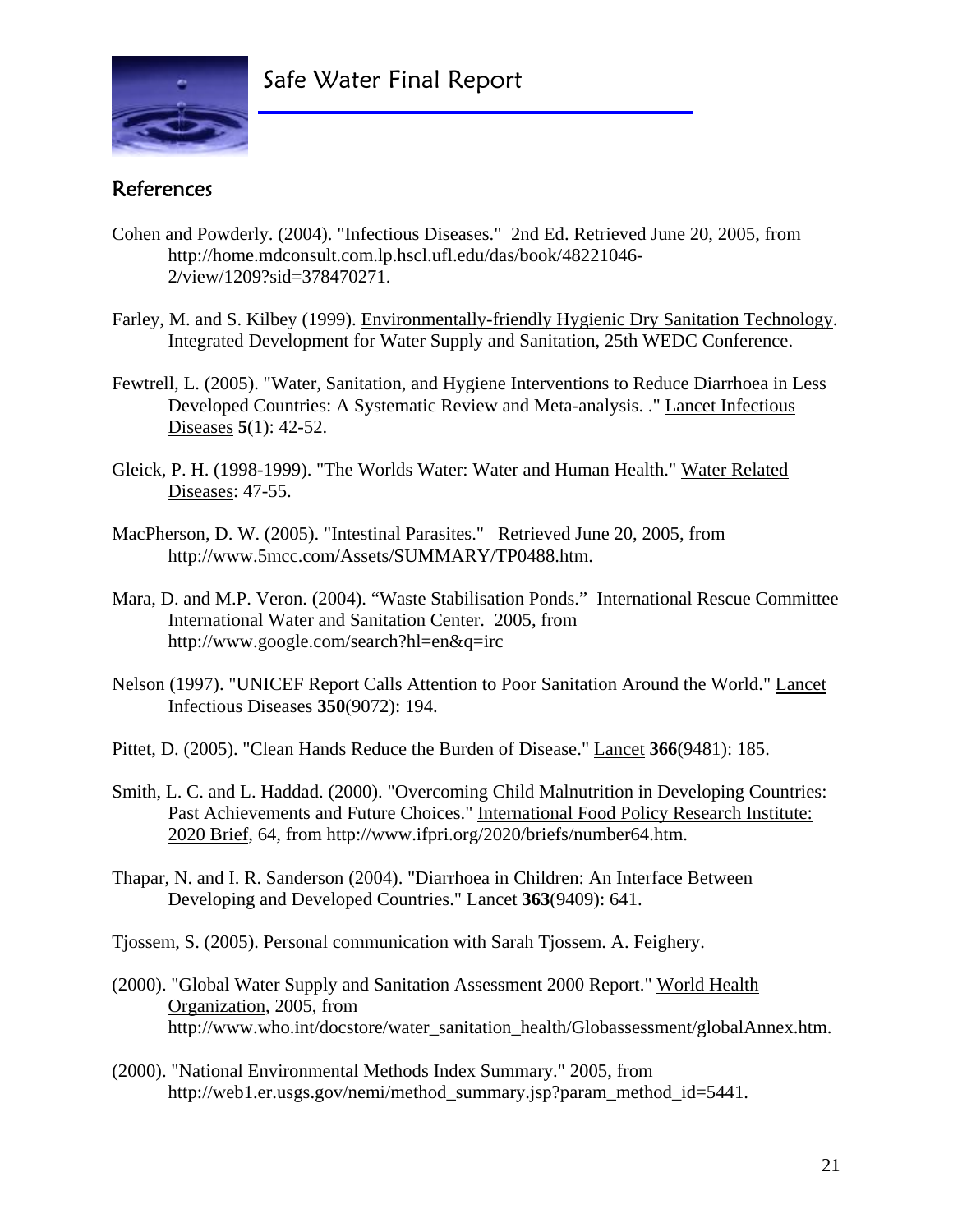## References

Cohen and Powderly. (2004). "Infectious Diseases." 2nd Ed. Retrieved June 20, 2005, from http://home.mdconsult.com.lp.hscl.ufl.edu/das/book/48221046-2/view/1209?sid=378470271.

Farley, M. and S. Kilbey (1999). Environmentally-friendly Hygienic Dry Sanitation Technology. Integrated Development for Water Supply and Sanitation, 25th WEDC Conference.

Fewtrell, L. (2005). "Water, Sanitation, and Hygiene Interventions to Reduce Diarrhoea in Less Developed Countries: A Systematic Review and Meta-analysis. ." Lancet Infectious Diseases **5**(1): 42-52.

Gleick, P. H. (1998-1999). "The Worlds Water: Water and Human Health." Water Related Diseases: 47-55.

MacPherson, D. W. (2005). "Intestinal Parasites." Retrieved June 20, 2005, from http://www.5mcc.com/Assets/SUMMARY/TP0488.htm.

Mara, D. and M.P. Veron. (2004). "Waste Stabilisation Ponds." International Rescue Committee International Water and Sanitation Center. 2005, from http://www.google.com/search?hl=en&q=irc

Nelson (1997). "UNICEF Report Calls Attention to Poor Sanitation Around the World." Lancet Infectious Diseases **350**(9072): 194.

Pittet, D. (2005). "Clean Hands Reduce the Burden of Disease." Lancet **366**(9481): 185.

Smith, L. C. and L. Haddad. (2000). "Overcoming Child Malnutrition in Developing Countries: Past Achievements and Future Choices." International Food Policy Research Institute: 2020 Brief, 64, from http://www.ifpri.org/2020/briefs/number64.htm.

Thapar, N. and I. R. Sanderson (2004). "Diarrhoea in Children: An Interface Between Developing and Developed Countries." Lancet **363**(9409): 641.

Tjossem, S. (2005). Personal communication with Sarah Tjossem. A. Feighery.

(2000). "Global Water Supply and Sanitation Assessment 2000 Report." World Health Organization, 2005, from http://www.who.int/docstore/water_sanitation_health/Globassessment/globalAnnex.htm.

(2000). "National Environmental Methods Index Summary." 2005, from http://web1.er.usgs.gov/nemi/method_summary.jsp?param_method_id=5441.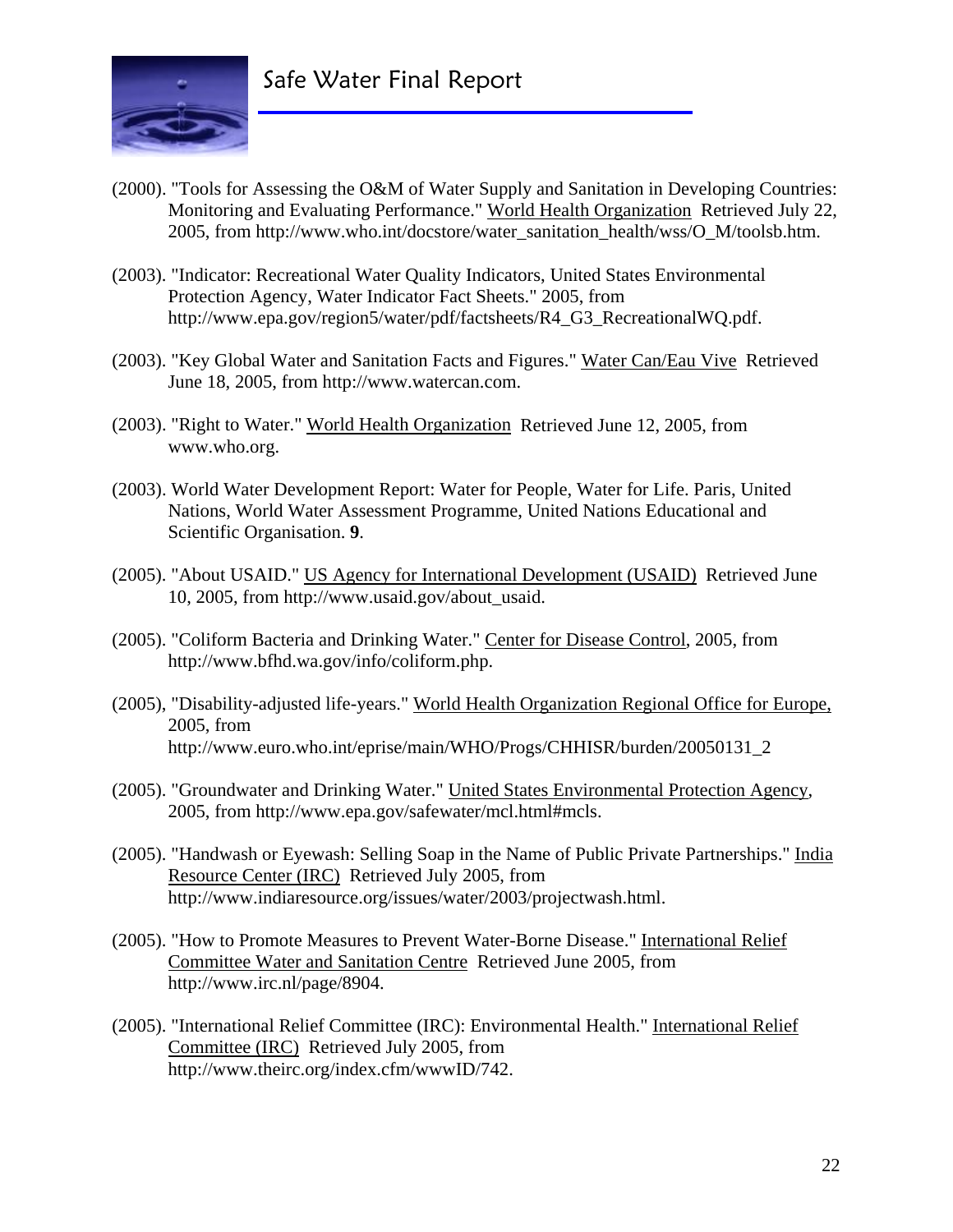(2000). "Tools for Assessing the O&M of Water Supply and Sanitation in Developing Countries: Monitoring and Evaluating Performance." World Health Organization Retrieved July 22, 2005, from http://www.who.int/docstore/water_sanitation_health/wss/O_M/toolsb.htm.

(2003). "Indicator: Recreational Water Quality Indicators, United States Environmental Protection Agency, Water Indicator Fact Sheets." 2005, from http://www.epa.gov/region5/water/pdf/factsheets/R4_G3_RecreationalWQ.pdf.

(2003). "Key Global Water and Sanitation Facts and Figures." Water Can/Eau Vive Retrieved June 18, 2005, from http://www.watercan.com.

(2003). "Right to Water." World Health Organization Retrieved June 12, 2005, from www.who.org.

(2003). World Water Development Report: Water for People, Water for Life. Paris, United Nations, World Water Assessment Programme, United Nations Educational and Scientific Organisation. **9**.

(2005). "About USAID." US Agency for International Development (USAID) Retrieved June 10, 2005, from http://www.usaid.gov/about_usaid.

(2005). "Coliform Bacteria and Drinking Water." Center for Disease Control, 2005, from http://www.bfhd.wa.gov/info/coliform.php.

(2005), "Disability-adjusted life-years." World Health Organization Regional Office for Europe, 2005, from http://www.euro.who.int/eprise/main/WHO/Progs/CHHISR/burden/20050131_2

(2005). "Groundwater and Drinking Water." United States Environmental Protection Agency, 2005, from http://www.epa.gov/safewater/mcl.html#mcls.

(2005). "Handwash or Eyewash: Selling Soap in the Name of Public Private Partnerships." India Resource Center (IRC) Retrieved July 2005, from http://www.indiaresource.org/issues/water/2003/projectwash.html.

(2005). "How to Promote Measures to Prevent Water-Borne Disease." International Relief Committee Water and Sanitation Centre Retrieved June 2005, from http://www.irc.nl/page/8904.

(2005). "International Relief Committee (IRC): Environmental Health." International Relief Committee (IRC) Retrieved July 2005, from http://www.theirc.org/index.cfm/wwwID/742.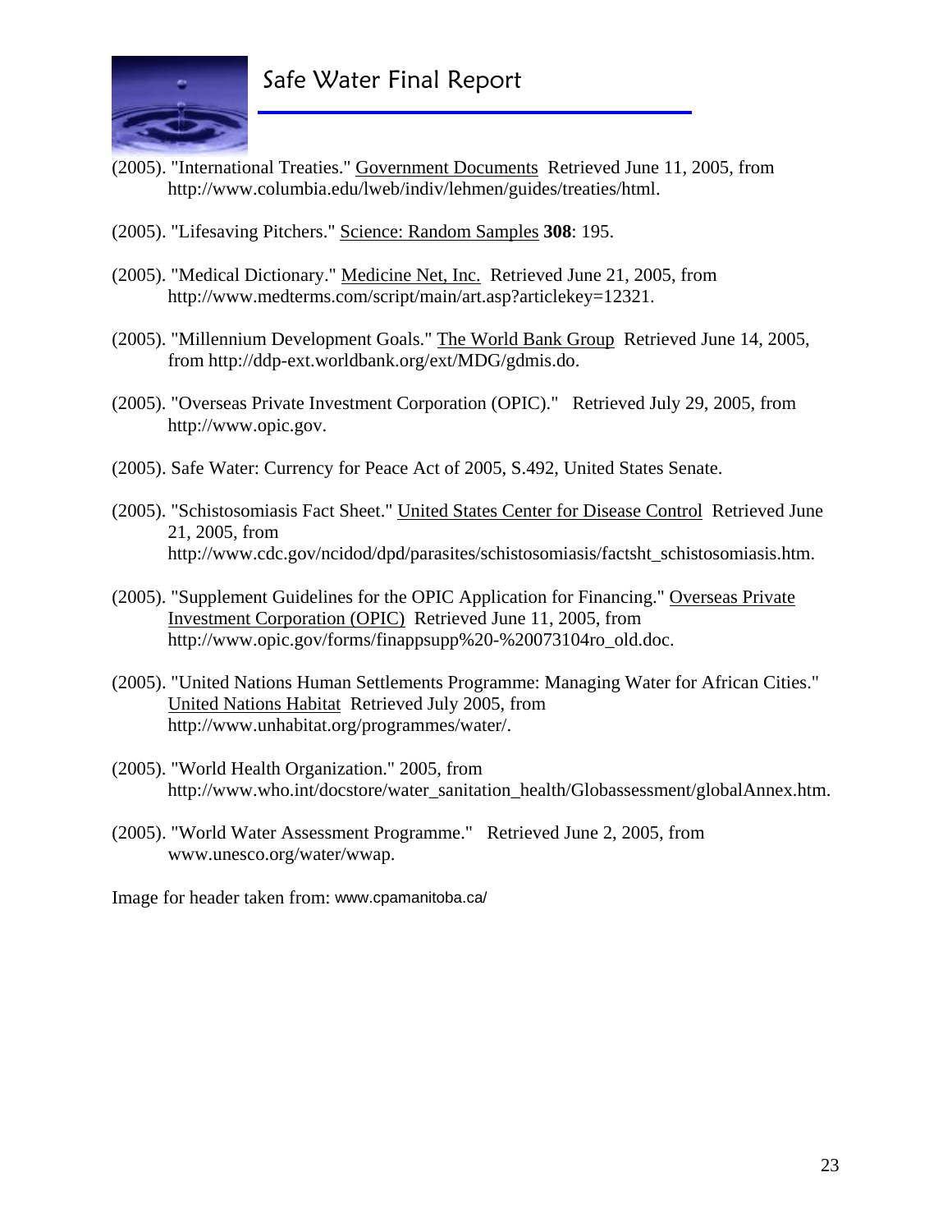(2005). "International Treaties." Government Documents Retrieved June 11, 2005, from http://www.columbia.edu/lweb/indiv/lehmen/guides/treaties/html.

(2005). "Lifesaving Pitchers." Science: Random Samples **308**: 195.

(2005). "Medical Dictionary." Medicine Net, Inc. Retrieved June 21, 2005, from http://www.medterms.com/script/main/art.asp?articlekey=12321.

(2005). "Millennium Development Goals." The World Bank Group Retrieved June 14, 2005, from http://ddp-ext.worldbank.org/ext/MDG/gdmis.do.

(2005). "Overseas Private Investment Corporation (OPIC)." Retrieved July 29, 2005, from http://www.opic.gov.

(2005). Safe Water: Currency for Peace Act of 2005, S.492, United States Senate.

(2005). "Schistosomiasis Fact Sheet." United States Center for Disease Control Retrieved June 21, 2005, from http://www.cdc.gov/ncidod/dpd/parasites/schistosomiasis/factsht_schistosomiasis.htm.

(2005). "Supplement Guidelines for the OPIC Application for Financing." Overseas Private Investment Corporation (OPIC) Retrieved June 11, 2005, from http://www.opic.gov/forms/finappsupp%20-%20073104ro_old.doc.

(2005). "United Nations Human Settlements Programme: Managing Water for African Cities." United Nations Habitat Retrieved July 2005, from http://www.unhabitat.org/programmes/water/.

(2005). "World Health Organization." 2005, from http://www.who.int/docstore/water_sanitation_health/Globassessment/globalAnnex.htm.

(2005). "World Water Assessment Programme." Retrieved June 2, 2005, from www.unesco.org/water/wwap.

Image for header taken from: www.cpamanitoba.ca/